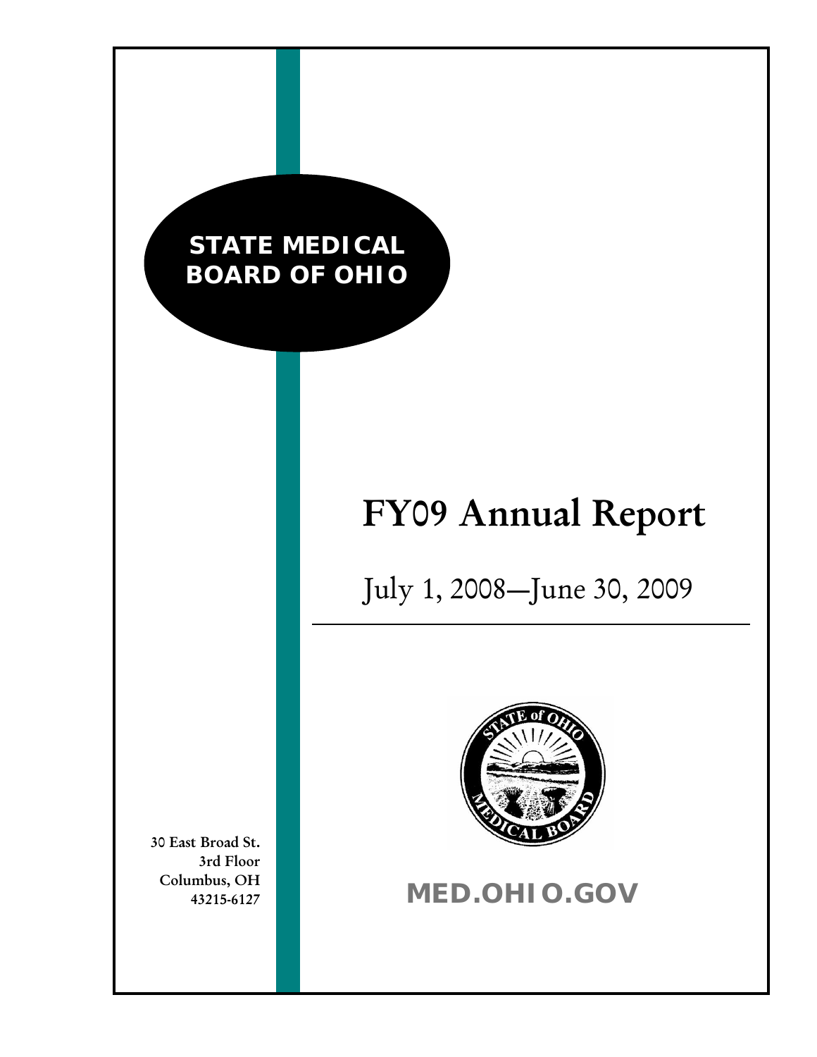**STATE MEDICAL BOARD OF OHIO**

# FY09 Annual Report

## July 1, 2008—June 30, 2009

30 East Broad St.
3rd Floor
Columbus, OH
43215-6127

**MED.OHIO.GOV**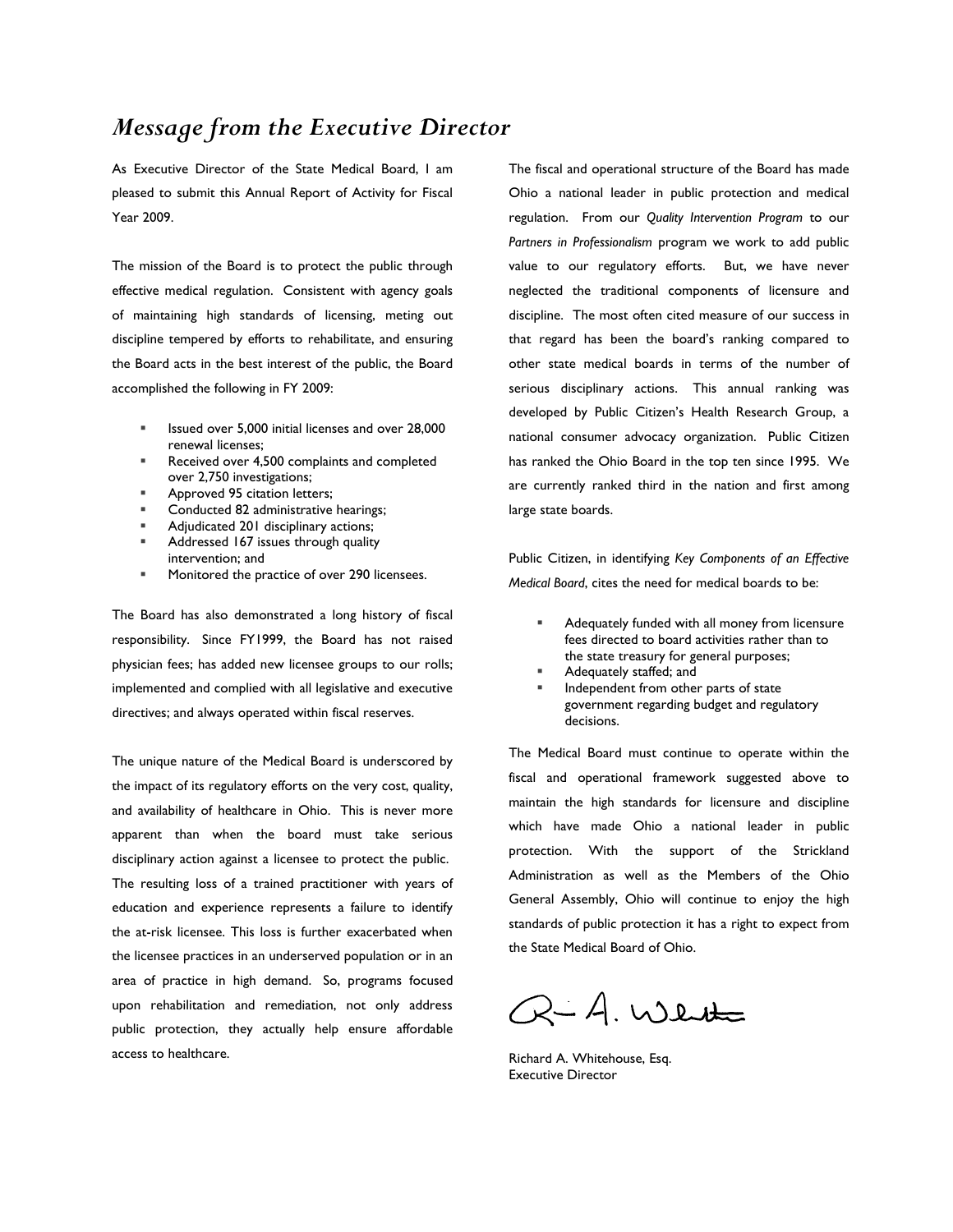# *Message from the Executive Director*

As Executive Director of the State Medical Board, I am pleased to submit this Annual Report of Activity for Fiscal Year 2009.

The mission of the Board is to protect the public through effective medical regulation. Consistent with agency goals of maintaining high standards of licensing, meting out discipline tempered by efforts to rehabilitate, and ensuring the Board acts in the best interest of the public, the Board accomplished the following in FY 2009:

- Issued over 5,000 initial licenses and over 28,000 renewal licenses;
- Received over 4,500 complaints and completed over 2,750 investigations;
- Approved 95 citation letters;
- Conducted 82 administrative hearings;
- Adjudicated 201 disciplinary actions;
- Addressed 167 issues through quality intervention; and
- Monitored the practice of over 290 licensees.

The Board has also demonstrated a long history of fiscal responsibility. Since FY1999, the Board has not raised physician fees; has added new licensee groups to our rolls; implemented and complied with all legislative and executive directives; and always operated within fiscal reserves.

The unique nature of the Medical Board is underscored by the impact of its regulatory efforts on the very cost, quality, and availability of healthcare in Ohio. This is never more apparent than when the board must take serious disciplinary action against a licensee to protect the public. The resulting loss of a trained practitioner with years of education and experience represents a failure to identify the at-risk licensee. This loss is further exacerbated when the licensee practices in an underserved population or in an area of practice in high demand. So, programs focused upon rehabilitation and remediation, not only address public protection, they actually help ensure affordable access to healthcare.

The fiscal and operational structure of the Board has made Ohio a national leader in public protection and medical regulation. From our *Quality Intervention Program* to our *Partners in Professionalism* program we work to add public value to our regulatory efforts. But, we have never neglected the traditional components of licensure and discipline. The most often cited measure of our success in that regard has been the board's ranking compared to other state medical boards in terms of the number of serious disciplinary actions. This annual ranking was developed by Public Citizen's Health Research Group, a national consumer advocacy organization. Public Citizen has ranked the Ohio Board in the top ten since 1995. We are currently ranked third in the nation and first among large state boards.

Public Citizen, in identifying *Key Components of an Effective Medical Board*, cites the need for medical boards to be:

- Adequately funded with all money from licensure fees directed to board activities rather than to the state treasury for general purposes;
- Adequately staffed; and
- Independent from other parts of state government regarding budget and regulatory decisions.

The Medical Board must continue to operate within the fiscal and operational framework suggested above to maintain the high standards for licensure and discipline which have made Ohio a national leader in public protection. With the support of the Strickland Administration as well as the Members of the Ohio General Assembly, Ohio will continue to enjoy the high standards of public protection it has a right to expect from the State Medical Board of Ohio.

Richard A. Whitehouse, Esq.
Executive Director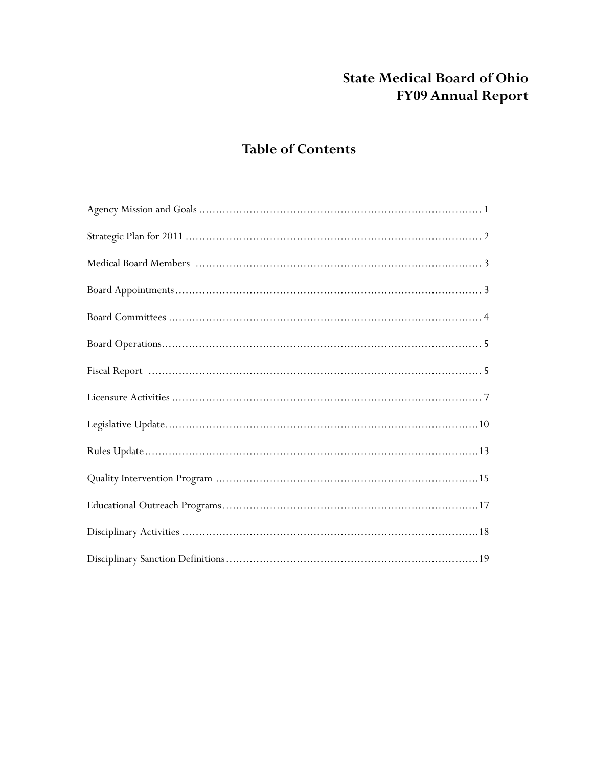# State Medical Board of Ohio
# FY09 Annual Report

## Table of Contents

| Section | Page |
|---|---|
| Agency Mission and Goals | 1 |
| Strategic Plan for 2011 | 2 |
| Medical Board Members | 3 |
| Board Appointments | 3 |
| Board Committees | 4 |
| Board Operations | 5 |
| Fiscal Report | 5 |
| Licensure Activities | 7 |
| Legislative Update | 10 |
| Rules Update | 13 |
| Quality Intervention Program | 15 |
| Educational Outreach Programs | 17 |
| Disciplinary Activities | 18 |
| Disciplinary Sanction Definitions | 19 |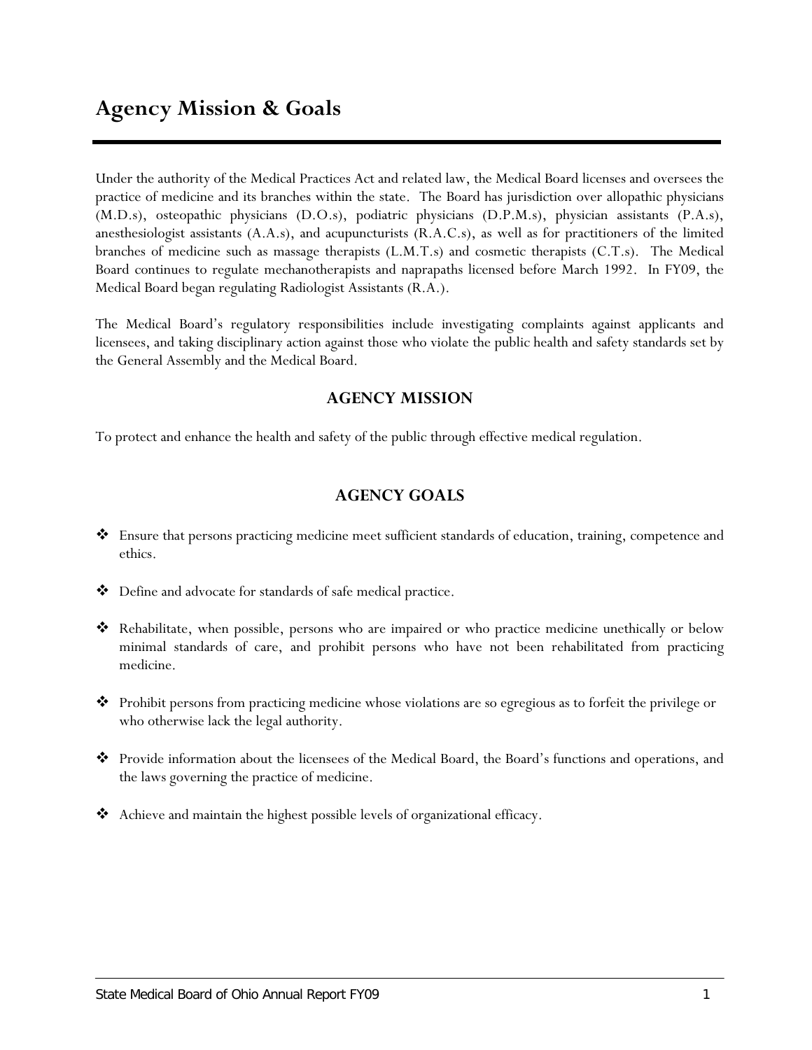# Agency Mission & Goals

Under the authority of the Medical Practices Act and related law, the Medical Board licenses and oversees the practice of medicine and its branches within the state. The Board has jurisdiction over allopathic physicians (M.D.s), osteopathic physicians (D.O.s), podiatric physicians (D.P.M.s), physician assistants (P.A.s), anesthesiologist assistants (A.A.s), and acupuncturists (R.A.C.s), as well as for practitioners of the limited branches of medicine such as massage therapists (L.M.T.s) and cosmetic therapists (C.T.s). The Medical Board continues to regulate mechanotherapists and naprapaths licensed before March 1992. In FY09, the Medical Board began regulating Radiologist Assistants (R.A.).

The Medical Board's regulatory responsibilities include investigating complaints against applicants and licensees, and taking disciplinary action against those who violate the public health and safety standards set by the General Assembly and the Medical Board.

## AGENCY MISSION

To protect and enhance the health and safety of the public through effective medical regulation.

## AGENCY GOALS

- Ensure that persons practicing medicine meet sufficient standards of education, training, competence and ethics.
- Define and advocate for standards of safe medical practice.
- Rehabilitate, when possible, persons who are impaired or who practice medicine unethically or below minimal standards of care, and prohibit persons who have not been rehabilitated from practicing medicine.
- Prohibit persons from practicing medicine whose violations are so egregious as to forfeit the privilege or who otherwise lack the legal authority.
- Provide information about the licensees of the Medical Board, the Board's functions and operations, and the laws governing the practice of medicine.
- Achieve and maintain the highest possible levels of organizational efficacy.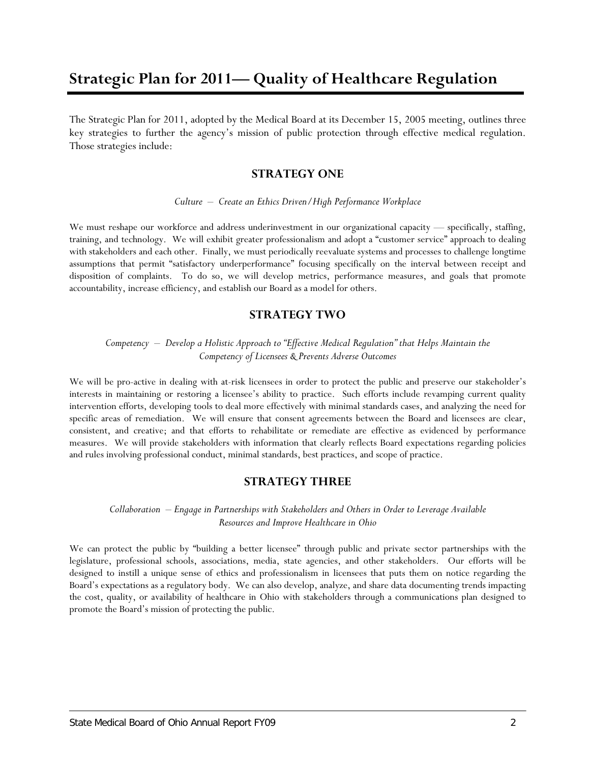# Strategic Plan for 2011— Quality of Healthcare Regulation

The Strategic Plan for 2011, adopted by the Medical Board at its December 15, 2005 meeting, outlines three key strategies to further the agency's mission of public protection through effective medical regulation. Those strategies include:

## STRATEGY ONE

*Culture – Create an Ethics Driven/High Performance Workplace*

We must reshape our workforce and address underinvestment in our organizational capacity — specifically, staffing, training, and technology. We will exhibit greater professionalism and adopt a "customer service" approach to dealing with stakeholders and each other. Finally, we must periodically reevaluate systems and processes to challenge longtime assumptions that permit "satisfactory underperformance" focusing specifically on the interval between receipt and disposition of complaints. To do so, we will develop metrics, performance measures, and goals that promote accountability, increase efficiency, and establish our Board as a model for others.

## STRATEGY TWO

*Competency – Develop a Holistic Approach to "Effective Medical Regulation" that Helps Maintain the Competency of Licensees & Prevents Adverse Outcomes*

We will be pro-active in dealing with at-risk licensees in order to protect the public and preserve our stakeholder's interests in maintaining or restoring a licensee's ability to practice. Such efforts include revamping current quality intervention efforts, developing tools to deal more effectively with minimal standards cases, and analyzing the need for specific areas of remediation. We will ensure that consent agreements between the Board and licensees are clear, consistent, and creative; and that efforts to rehabilitate or remediate are effective as evidenced by performance measures. We will provide stakeholders with information that clearly reflects Board expectations regarding policies and rules involving professional conduct, minimal standards, best practices, and scope of practice.

## STRATEGY THREE

*Collaboration – Engage in Partnerships with Stakeholders and Others in Order to Leverage Available Resources and Improve Healthcare in Ohio*

We can protect the public by "building a better licensee" through public and private sector partnerships with the legislature, professional schools, associations, media, state agencies, and other stakeholders. Our efforts will be designed to instill a unique sense of ethics and professionalism in licensees that puts them on notice regarding the Board's expectations as a regulatory body. We can also develop, analyze, and share data documenting trends impacting the cost, quality, or availability of healthcare in Ohio with stakeholders through a communications plan designed to promote the Board's mission of protecting the public.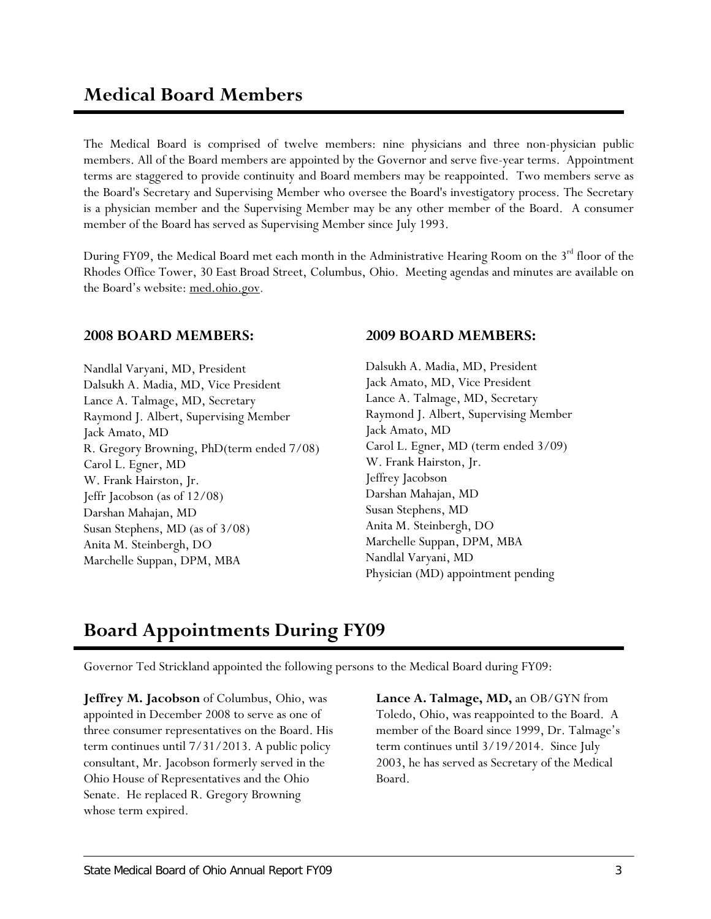# Medical Board Members

The Medical Board is comprised of twelve members: nine physicians and three non-physician public members. All of the Board members are appointed by the Governor and serve five-year terms. Appointment terms are staggered to provide continuity and Board members may be reappointed. Two members serve as the Board's Secretary and Supervising Member who oversee the Board's investigatory process. The Secretary is a physician member and the Supervising Member may be any other member of the Board. A consumer member of the Board has served as Supervising Member since July 1993.

During FY09, the Medical Board met each month in the Administrative Hearing Room on the 3rd floor of the Rhodes Office Tower, 30 East Broad Street, Columbus, Ohio. Meeting agendas and minutes are available on the Board's website: med.ohio.gov.

### 2008 BOARD MEMBERS:

Nandlal Varyani, MD, President
Dalsukh A. Madia, MD, Vice President
Lance A. Talmage, MD, Secretary
Raymond J. Albert, Supervising Member
Jack Amato, MD
R. Gregory Browning, PhD(term ended 7/08)
Carol L. Egner, MD
W. Frank Hairston, Jr.
Jeffr Jacobson (as of 12/08)
Darshan Mahajan, MD
Susan Stephens, MD (as of 3/08)
Anita M. Steinbergh, DO
Marchelle Suppan, DPM, MBA

### 2009 BOARD MEMBERS:

Dalsukh A. Madia, MD, President
Jack Amato, MD, Vice President
Lance A. Talmage, MD, Secretary
Raymond J. Albert, Supervising Member
Jack Amato, MD
Carol L. Egner, MD (term ended 3/09)
W. Frank Hairston, Jr.
Jeffrey Jacobson
Darshan Mahajan, MD
Susan Stephens, MD
Anita M. Steinbergh, DO
Marchelle Suppan, DPM, MBA
Nandlal Varyani, MD
Physician (MD) appointment pending

# Board Appointments During FY09

Governor Ted Strickland appointed the following persons to the Medical Board during FY09:

**Jeffrey M. Jacobson** of Columbus, Ohio, was appointed in December 2008 to serve as one of three consumer representatives on the Board. His term continues until 7/31/2013. A public policy consultant, Mr. Jacobson formerly served in the Ohio House of Representatives and the Ohio Senate. He replaced R. Gregory Browning whose term expired.

**Lance A. Talmage, MD,** an OB/GYN from Toledo, Ohio, was reappointed to the Board. A member of the Board since 1999, Dr. Talmage's term continues until 3/19/2014. Since July 2003, he has served as Secretary of the Medical Board.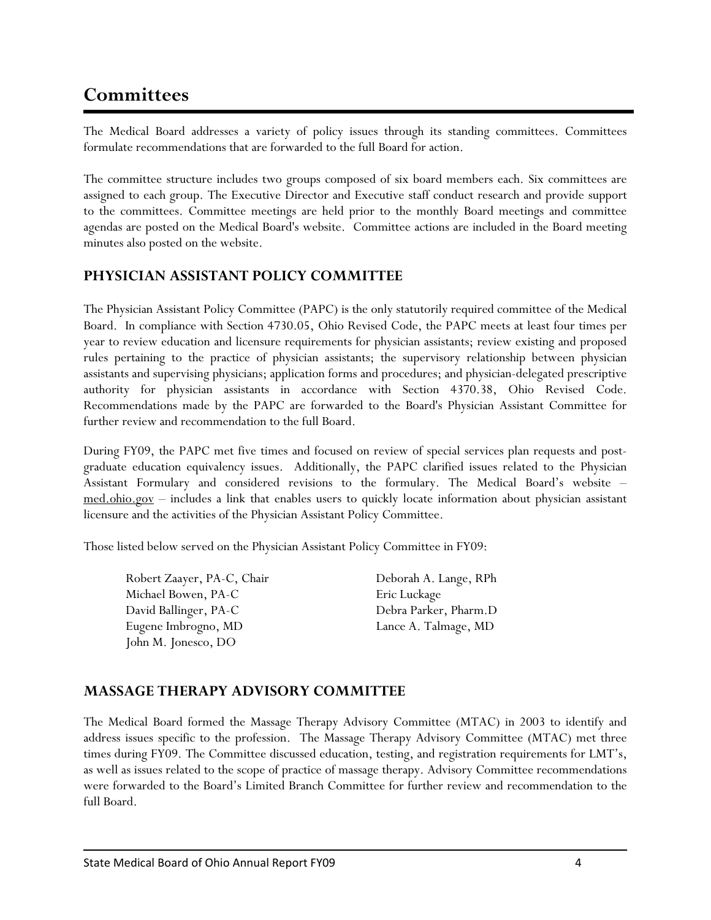# Committees

The Medical Board addresses a variety of policy issues through its standing committees. Committees formulate recommendations that are forwarded to the full Board for action.

The committee structure includes two groups composed of six board members each. Six committees are assigned to each group. The Executive Director and Executive staff conduct research and provide support to the committees. Committee meetings are held prior to the monthly Board meetings and committee agendas are posted on the Medical Board's website. Committee actions are included in the Board meeting minutes also posted on the website.

## PHYSICIAN ASSISTANT POLICY COMMITTEE

The Physician Assistant Policy Committee (PAPC) is the only statutorily required committee of the Medical Board. In compliance with Section 4730.05, Ohio Revised Code, the PAPC meets at least four times per year to review education and licensure requirements for physician assistants; review existing and proposed rules pertaining to the practice of physician assistants; the supervisory relationship between physician assistants and supervising physicians; application forms and procedures; and physician-delegated prescriptive authority for physician assistants in accordance with Section 4370.38, Ohio Revised Code. Recommendations made by the PAPC are forwarded to the Board's Physician Assistant Committee for further review and recommendation to the full Board.

During FY09, the PAPC met five times and focused on review of special services plan requests and post-graduate education equivalency issues. Additionally, the PAPC clarified issues related to the Physician Assistant Formulary and considered revisions to the formulary. The Medical Board's website – med.ohio.gov – includes a link that enables users to quickly locate information about physician assistant licensure and the activities of the Physician Assistant Policy Committee.

Those listed below served on the Physician Assistant Policy Committee in FY09:

Robert Zaayer, PA-C, Chair
Michael Bowen, PA-C
David Ballinger, PA-C
Eugene Imbrogno, MD
John M. Jonesco, DO
Deborah A. Lange, RPh
Eric Luckage
Debra Parker, Pharm.D
Lance A. Talmage, MD

## MASSAGE THERAPY ADVISORY COMMITTEE

The Medical Board formed the Massage Therapy Advisory Committee (MTAC) in 2003 to identify and address issues specific to the profession. The Massage Therapy Advisory Committee (MTAC) met three times during FY09. The Committee discussed education, testing, and registration requirements for LMT's, as well as issues related to the scope of practice of massage therapy. Advisory Committee recommendations were forwarded to the Board's Limited Branch Committee for further review and recommendation to the full Board.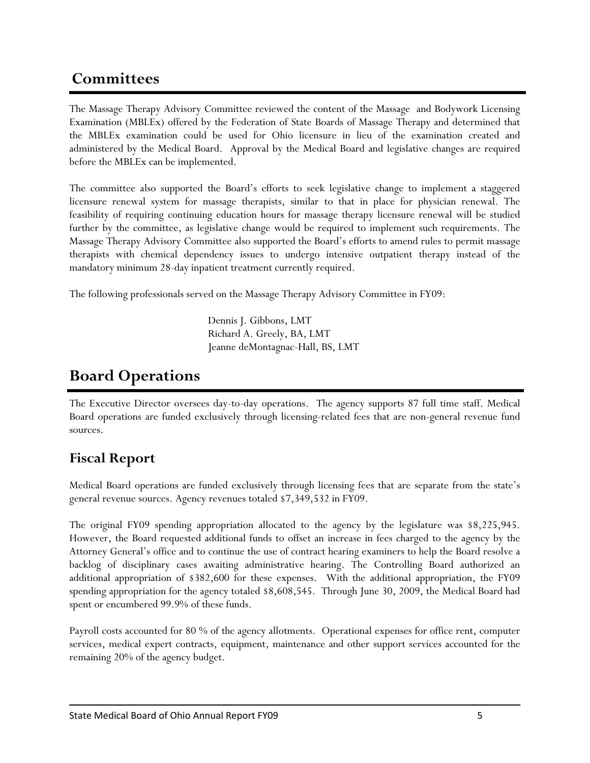# Committees

The Massage Therapy Advisory Committee reviewed the content of the Massage and Bodywork Licensing Examination (MBLEx) offered by the Federation of State Boards of Massage Therapy and determined that the MBLEx examination could be used for Ohio licensure in lieu of the examination created and administered by the Medical Board. Approval by the Medical Board and legislative changes are required before the MBLEx can be implemented.

The committee also supported the Board's efforts to seek legislative change to implement a staggered licensure renewal system for massage therapists, similar to that in place for physician renewal. The feasibility of requiring continuing education hours for massage therapy licensure renewal will be studied further by the committee, as legislative change would be required to implement such requirements. The Massage Therapy Advisory Committee also supported the Board's efforts to amend rules to permit massage therapists with chemical dependency issues to undergo intensive outpatient therapy instead of the mandatory minimum 28-day inpatient treatment currently required.

The following professionals served on the Massage Therapy Advisory Committee in FY09:

Dennis J. Gibbons, LMT
Richard A. Greely, BA, LMT
Jeanne deMontagnac-Hall, BS, LMT

# Board Operations

The Executive Director oversees day-to-day operations. The agency supports 87 full time staff. Medical Board operations are funded exclusively through licensing-related fees that are non-general revenue fund sources.

## Fiscal Report

Medical Board operations are funded exclusively through licensing fees that are separate from the state's general revenue sources. Agency revenues totaled $7,349,532 in FY09.

The original FY09 spending appropriation allocated to the agency by the legislature was $8,225,945. However, the Board requested additional funds to offset an increase in fees charged to the agency by the Attorney General's office and to continue the use of contract hearing examiners to help the Board resolve a backlog of disciplinary cases awaiting administrative hearing. The Controlling Board authorized an additional appropriation of $382,600 for these expenses. With the additional appropriation, the FY09 spending appropriation for the agency totaled $8,608,545. Through June 30, 2009, the Medical Board had spent or encumbered 99.9% of these funds.

Payroll costs accounted for 80 % of the agency allotments. Operational expenses for office rent, computer services, medical expert contracts, equipment, maintenance and other support services accounted for the remaining 20% of the agency budget.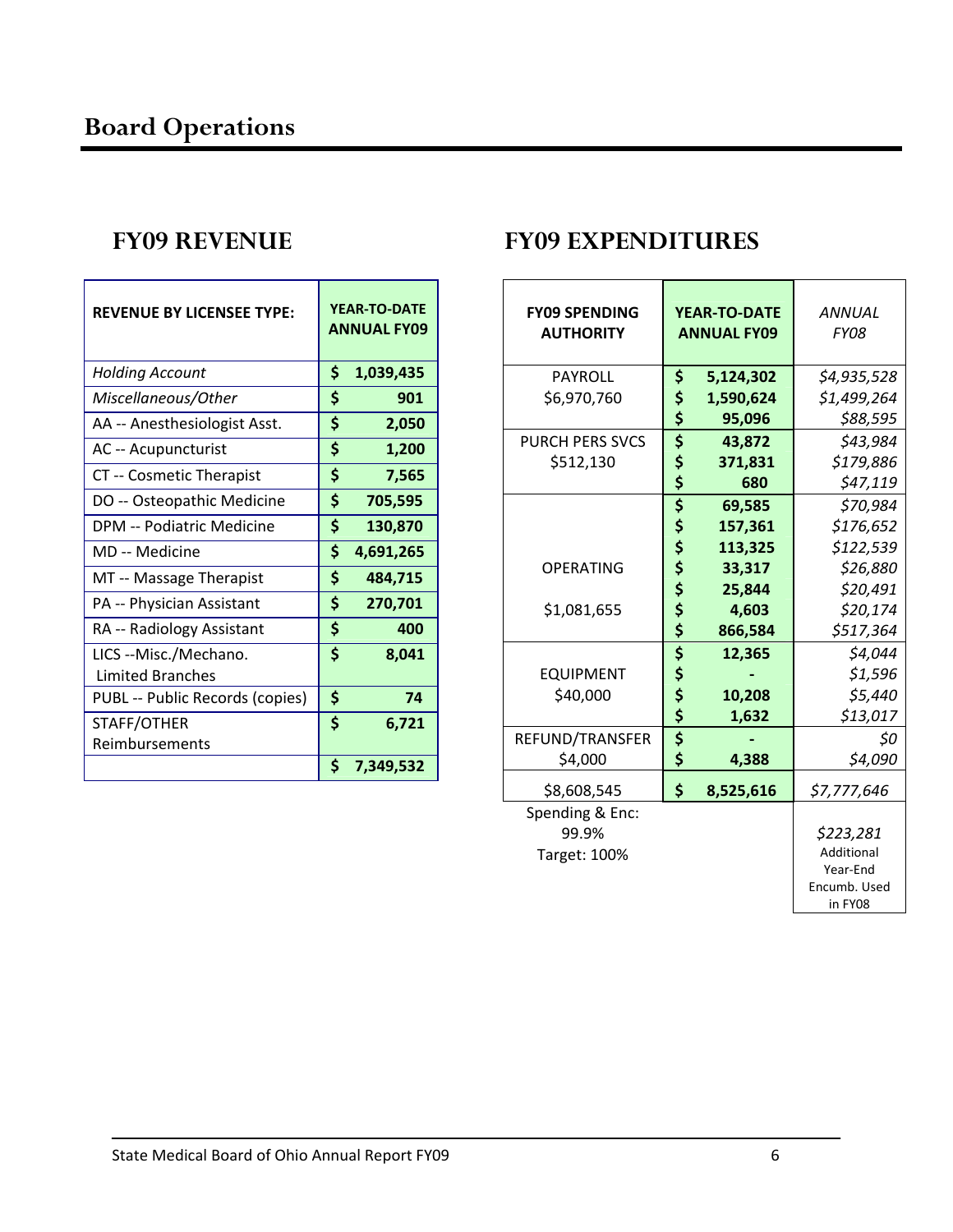# Board Operations

## FY09 Revenue

| REVENUE BY LICENSEE TYPE: | YEAR-TO-DATE ANNUAL FY09 |
|---|---|
| *Holding Account* | $ 1,039,435 |
| *Miscellaneous/Other* | $ 901 |
| AA -- Anesthesiologist Asst. | $ 2,050 |
| AC -- Acupuncturist | $ 1,200 |
| CT -- Cosmetic Therapist | $ 7,565 |
| DO -- Osteopathic Medicine | $ 705,595 |
| DPM -- Podiatric Medicine | $ 130,870 |
| MD -- Medicine | $ 4,691,265 |
| MT -- Massage Therapist | $ 484,715 |
| PA -- Physician Assistant | $ 270,701 |
| RA -- Radiology Assistant | $ 400 |
| LICS --Misc./Mechano. Limited Branches | $ 8,041 |
| PUBL -- Public Records (copies) | $ 74 |
| STAFF/OTHER Reimbursements | $ 6,721 |
| | $ 7,349,532 |

## FY09 Expenditures

| FY09 SPENDING AUTHORITY | YEAR-TO-DATE ANNUAL FY09 | *ANNUAL FY08* |
|---|---|---|
| PAYROLL $6,970,760 | $ 5,124,302 | *$4,935,528* |
| | $ 1,590,624 | *$1,499,264* |
| | $ 95,096 | *$88,595* |
| PURCH PERS SVCS $512,130 | $ 43,872 | *$43,984* |
| | $ 371,831 | *$179,886* |
| | $ 680 | *$47,119* |
| OPERATING $1,081,655 | $ 69,585 | *$70,984* |
| | $ 157,361 | *$176,652* |
| | $ 113,325 | *$122,539* |
| | $ 33,317 | *$26,880* |
| | $ 25,844 | *$20,491* |
| | $ 4,603 | *$20,174* |
| | $ 866,584 | *$517,364* |
| EQUIPMENT $40,000 | $ 12,365 | *$4,044* |
| | $ - | *$1,596* |
| | $ 10,208 | *$5,440* |
| | $ 1,632 | *$13,017* |
| REFUND/TRANSFER $4,000 | $ - | *$0* |
| | $ 4,388 | *$4,090* |
| $8,608,545 | $ 8,525,616 | *$7,777,646* |
| Spending & Enc: 99.9% Target: 100% | | *$223,281* Additional Year-End Encumb. Used in FY08 |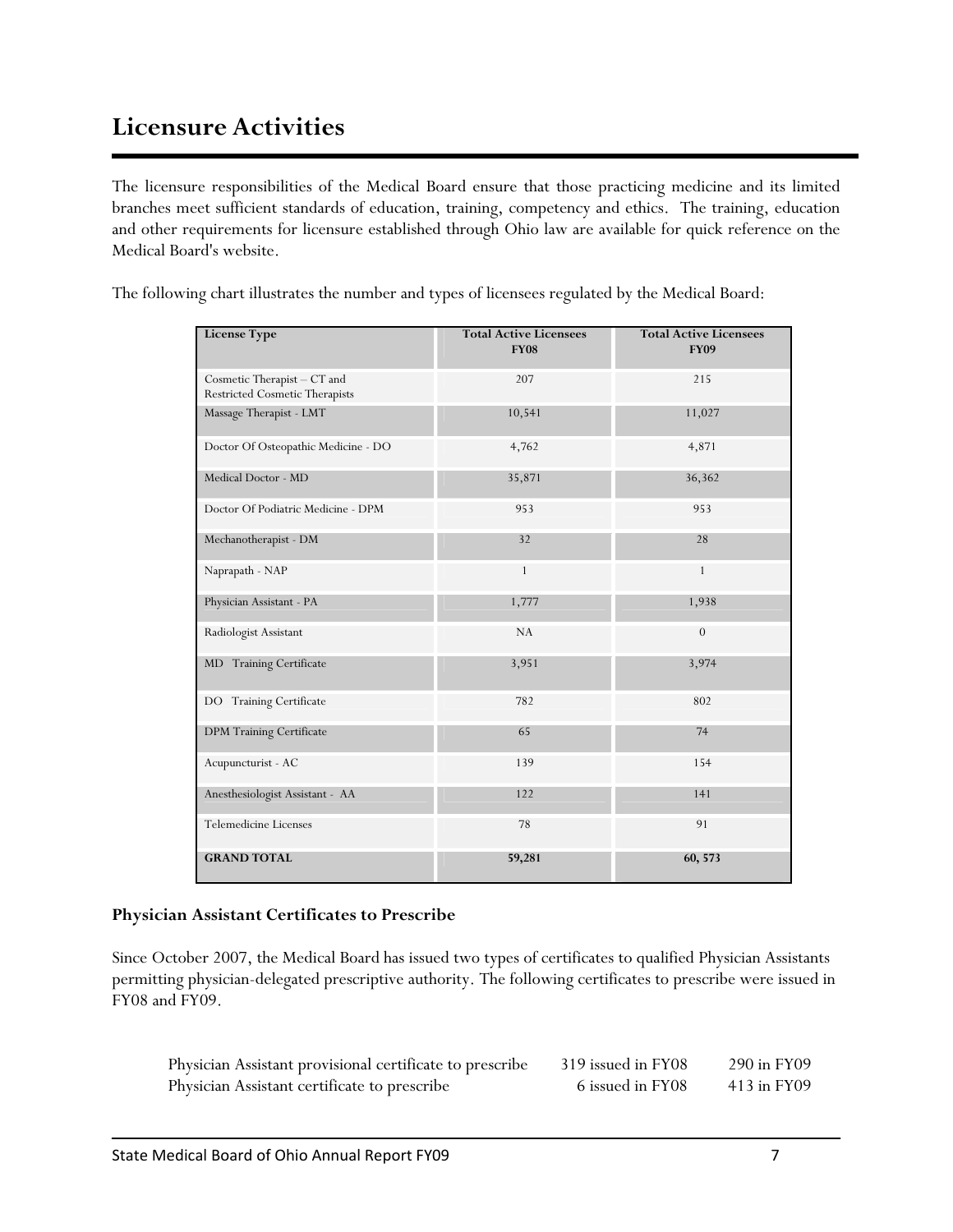# Licensure Activities

The licensure responsibilities of the Medical Board ensure that those practicing medicine and its limited branches meet sufficient standards of education, training, competency and ethics. The training, education and other requirements for licensure established through Ohio law are available for quick reference on the Medical Board's website.

The following chart illustrates the number and types of licensees regulated by the Medical Board:

| License Type | Total Active Licensees FY08 | Total Active Licensees FY09 |
|---|---|---|
| Cosmetic Therapist – CT and Restricted Cosmetic Therapists | 207 | 215 |
| Massage Therapist - LMT | 10,541 | 11,027 |
| Doctor Of Osteopathic Medicine - DO | 4,762 | 4,871 |
| Medical Doctor - MD | 35,871 | 36,362 |
| Doctor Of Podiatric Medicine - DPM | 953 | 953 |
| Mechanotherapist - DM | 32 | 28 |
| Naprapath - NAP | 1 | 1 |
| Physician Assistant - PA | 1,777 | 1,938 |
| Radiologist Assistant | NA | 0 |
| MD Training Certificate | 3,951 | 3,974 |
| DO Training Certificate | 782 | 802 |
| DPM Training Certificate | 65 | 74 |
| Acupuncturist - AC | 139 | 154 |
| Anesthesiologist Assistant - AA | 122 | 141 |
| Telemedicine Licenses | 78 | 91 |
| **GRAND TOTAL** | **59,281** | **60, 573** |

### Physician Assistant Certificates to Prescribe

Since October 2007, the Medical Board has issued two types of certificates to qualified Physician Assistants permitting physician-delegated prescriptive authority. The following certificates to prescribe were issued in FY08 and FY09.

| | | |
|---|---|---|
| Physician Assistant provisional certificate to prescribe | 319 issued in FY08 | 290 in FY09 |
| Physician Assistant certificate to prescribe | 6 issued in FY08 | 413 in FY09 |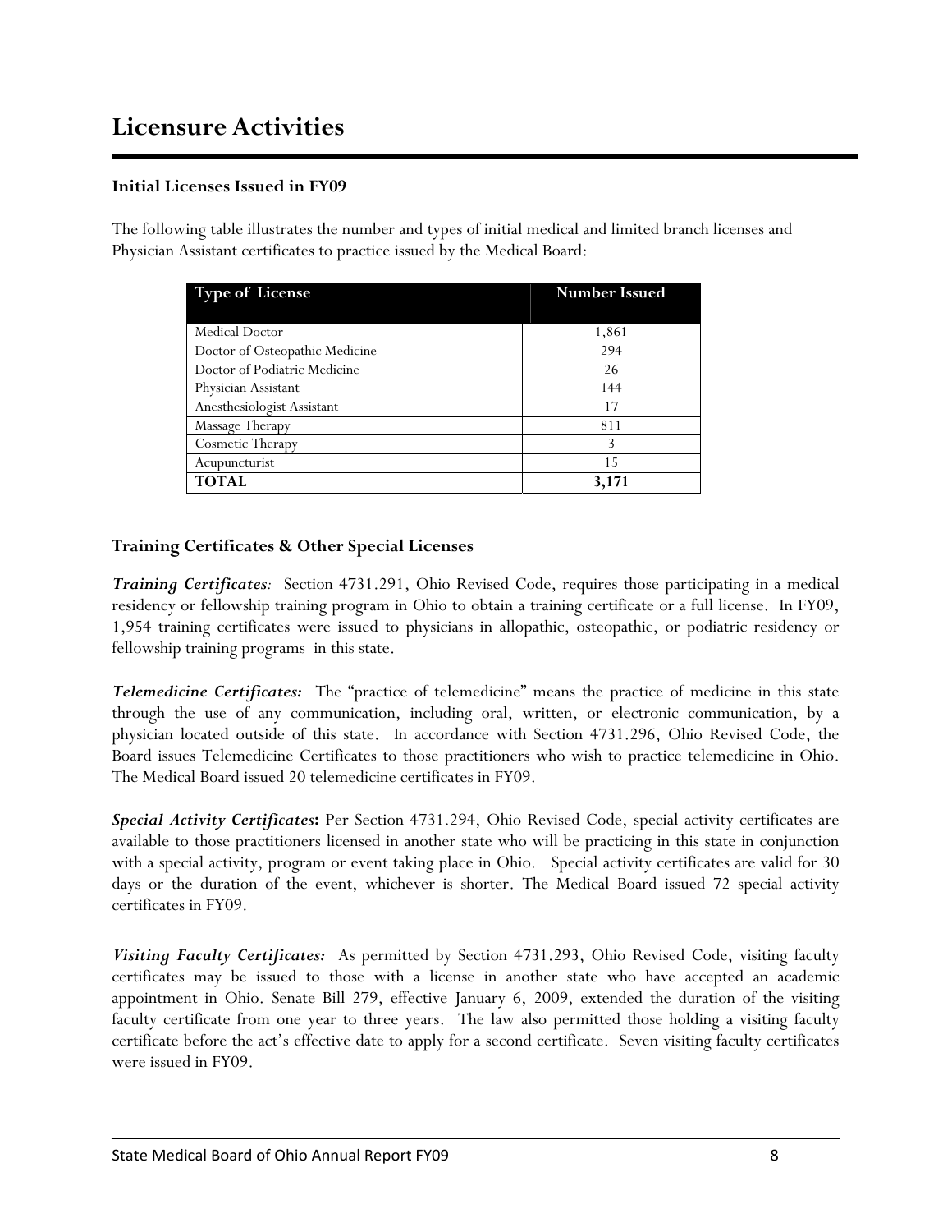# Licensure Activities

### Initial Licenses Issued in FY09

The following table illustrates the number and types of initial medical and limited branch licenses and Physician Assistant certificates to practice issued by the Medical Board:

| Type of License | Number Issued |
|---|---|
| Medical Doctor | 1,861 |
| Doctor of Osteopathic Medicine | 294 |
| Doctor of Podiatric Medicine | 26 |
| Physician Assistant | 144 |
| Anesthesiologist Assistant | 17 |
| Massage Therapy | 811 |
| Cosmetic Therapy | 3 |
| Acupuncturist | 15 |
| **TOTAL** | **3,171** |

### Training Certificates & Other Special Licenses

***Training Certificates**:* Section 4731.291, Ohio Revised Code, requires those participating in a medical residency or fellowship training program in Ohio to obtain a training certificate or a full license. In FY09, 1,954 training certificates were issued to physicians in allopathic, osteopathic, or podiatric residency or fellowship training programs in this state.

***Telemedicine Certificates:*** The "practice of telemedicine" means the practice of medicine in this state through the use of any communication, including oral, written, or electronic communication, by a physician located outside of this state. In accordance with Section 4731.296, Ohio Revised Code, the Board issues Telemedicine Certificates to those practitioners who wish to practice telemedicine in Ohio. The Medical Board issued 20 telemedicine certificates in FY09.

***Special Activity Certificates*:** Per Section 4731.294, Ohio Revised Code, special activity certificates are available to those practitioners licensed in another state who will be practicing in this state in conjunction with a special activity, program or event taking place in Ohio. Special activity certificates are valid for 30 days or the duration of the event, whichever is shorter. The Medical Board issued 72 special activity certificates in FY09.

***Visiting Faculty Certificates:*** As permitted by Section 4731.293, Ohio Revised Code, visiting faculty certificates may be issued to those with a license in another state who have accepted an academic appointment in Ohio. Senate Bill 279, effective January 6, 2009, extended the duration of the visiting faculty certificate from one year to three years. The law also permitted those holding a visiting faculty certificate before the act's effective date to apply for a second certificate. Seven visiting faculty certificates were issued in FY09.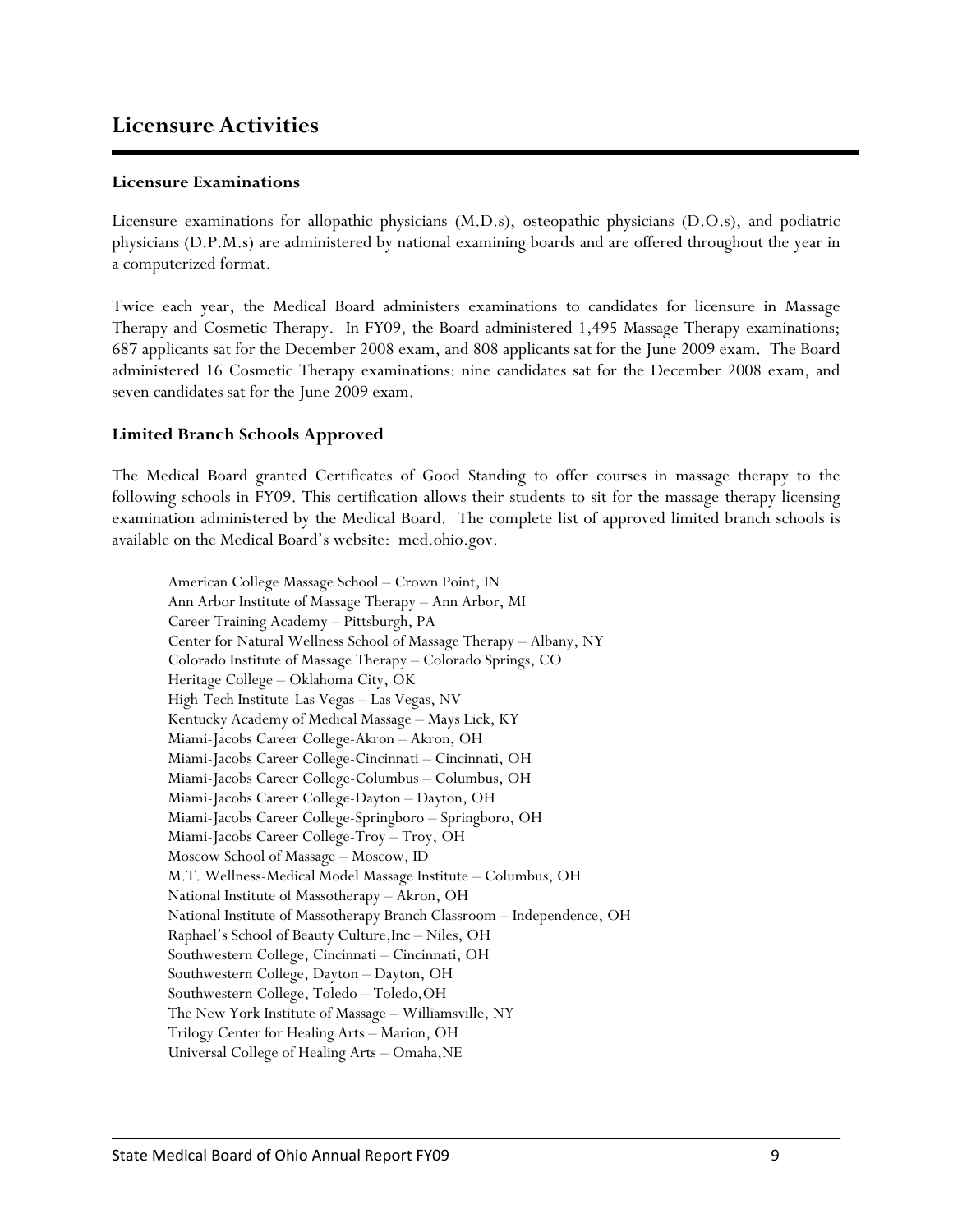# Licensure Activities

### Licensure Examinations

Licensure examinations for allopathic physicians (M.D.s), osteopathic physicians (D.O.s), and podiatric physicians (D.P.M.s) are administered by national examining boards and are offered throughout the year in a computerized format.

Twice each year, the Medical Board administers examinations to candidates for licensure in Massage Therapy and Cosmetic Therapy. In FY09, the Board administered 1,495 Massage Therapy examinations; 687 applicants sat for the December 2008 exam, and 808 applicants sat for the June 2009 exam. The Board administered 16 Cosmetic Therapy examinations: nine candidates sat for the December 2008 exam, and seven candidates sat for the June 2009 exam.

### Limited Branch Schools Approved

The Medical Board granted Certificates of Good Standing to offer courses in massage therapy to the following schools in FY09. This certification allows their students to sit for the massage therapy licensing examination administered by the Medical Board. The complete list of approved limited branch schools is available on the Medical Board's website: med.ohio.gov.

American College Massage School – Crown Point, IN
Ann Arbor Institute of Massage Therapy – Ann Arbor, MI
Career Training Academy – Pittsburgh, PA
Center for Natural Wellness School of Massage Therapy – Albany, NY
Colorado Institute of Massage Therapy – Colorado Springs, CO
Heritage College – Oklahoma City, OK
High-Tech Institute-Las Vegas – Las Vegas, NV
Kentucky Academy of Medical Massage – Mays Lick, KY
Miami-Jacobs Career College-Akron – Akron, OH
Miami-Jacobs Career College-Cincinnati – Cincinnati, OH
Miami-Jacobs Career College-Columbus – Columbus, OH
Miami-Jacobs Career College-Dayton – Dayton, OH
Miami-Jacobs Career College-Springboro – Springboro, OH
Miami-Jacobs Career College-Troy – Troy, OH
Moscow School of Massage – Moscow, ID
M.T. Wellness-Medical Model Massage Institute – Columbus, OH
National Institute of Massotherapy – Akron, OH
National Institute of Massotherapy Branch Classroom – Independence, OH
Raphael's School of Beauty Culture,Inc – Niles, OH
Southwestern College, Cincinnati – Cincinnati, OH
Southwestern College, Dayton – Dayton, OH
Southwestern College, Toledo – Toledo,OH
The New York Institute of Massage – Williamsville, NY
Trilogy Center for Healing Arts – Marion, OH
Universal College of Healing Arts – Omaha,NE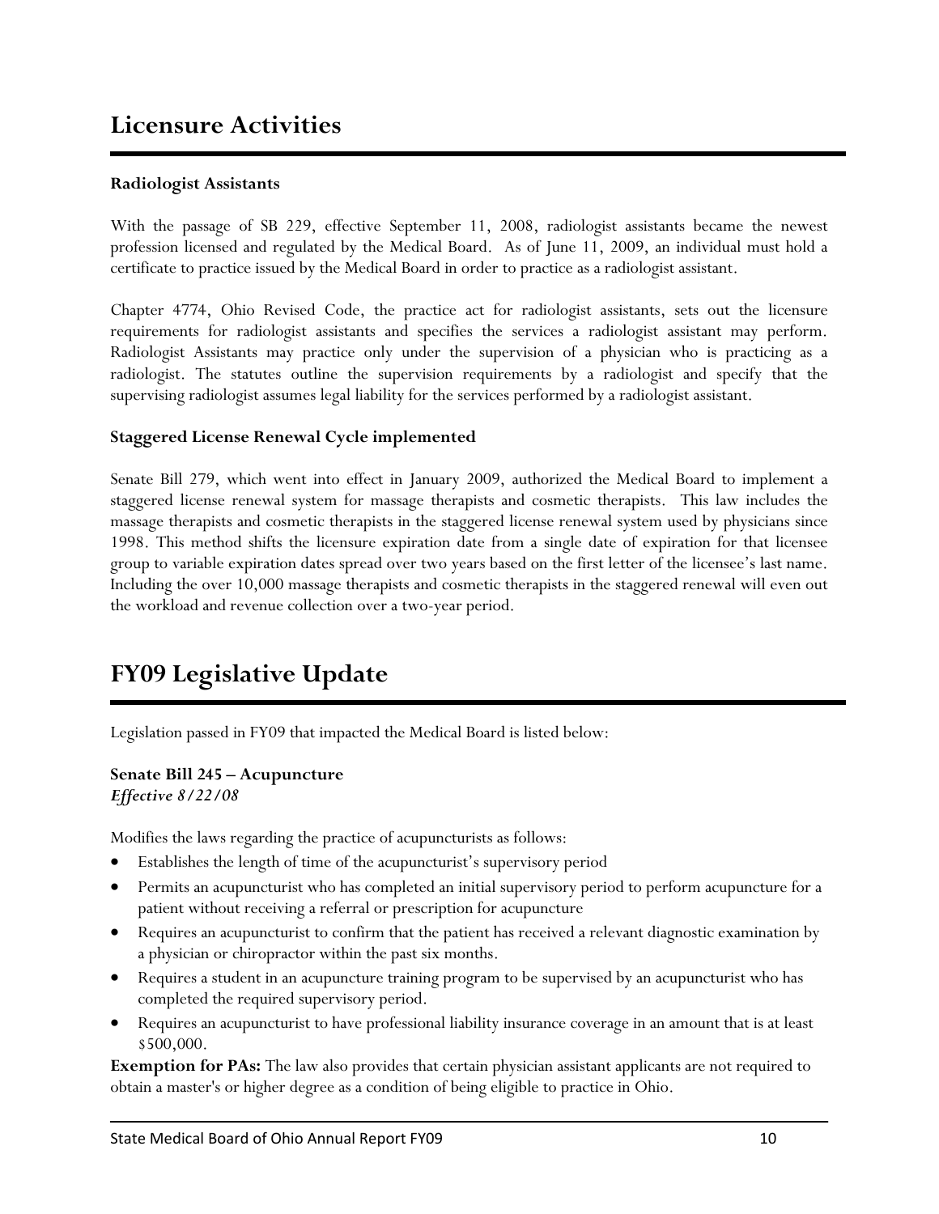# Licensure Activities

**Radiologist Assistants**

With the passage of SB 229, effective September 11, 2008, radiologist assistants became the newest profession licensed and regulated by the Medical Board. As of June 11, 2009, an individual must hold a certificate to practice issued by the Medical Board in order to practice as a radiologist assistant.

Chapter 4774, Ohio Revised Code, the practice act for radiologist assistants, sets out the licensure requirements for radiologist assistants and specifies the services a radiologist assistant may perform. Radiologist Assistants may practice only under the supervision of a physician who is practicing as a radiologist. The statutes outline the supervision requirements by a radiologist and specify that the supervising radiologist assumes legal liability for the services performed by a radiologist assistant.

**Staggered License Renewal Cycle implemented**

Senate Bill 279, which went into effect in January 2009, authorized the Medical Board to implement a staggered license renewal system for massage therapists and cosmetic therapists. This law includes the massage therapists and cosmetic therapists in the staggered license renewal system used by physicians since 1998. This method shifts the licensure expiration date from a single date of expiration for that licensee group to variable expiration dates spread over two years based on the first letter of the licensee's last name. Including the over 10,000 massage therapists and cosmetic therapists in the staggered renewal will even out the workload and revenue collection over a two-year period.

# FY09 Legislative Update

Legislation passed in FY09 that impacted the Medical Board is listed below:

**Senate Bill 245 – Acupuncture**
***Effective 8/22/08***

Modifies the laws regarding the practice of acupuncturists as follows:

- Establishes the length of time of the acupuncturist's supervisory period
- Permits an acupuncturist who has completed an initial supervisory period to perform acupuncture for a patient without receiving a referral or prescription for acupuncture
- Requires an acupuncturist to confirm that the patient has received a relevant diagnostic examination by a physician or chiropractor within the past six months.
- Requires a student in an acupuncture training program to be supervised by an acupuncturist who has completed the required supervisory period.
- Requires an acupuncturist to have professional liability insurance coverage in an amount that is at least $500,000.

**Exemption for PAs:** The law also provides that certain physician assistant applicants are not required to obtain a master's or higher degree as a condition of being eligible to practice in Ohio.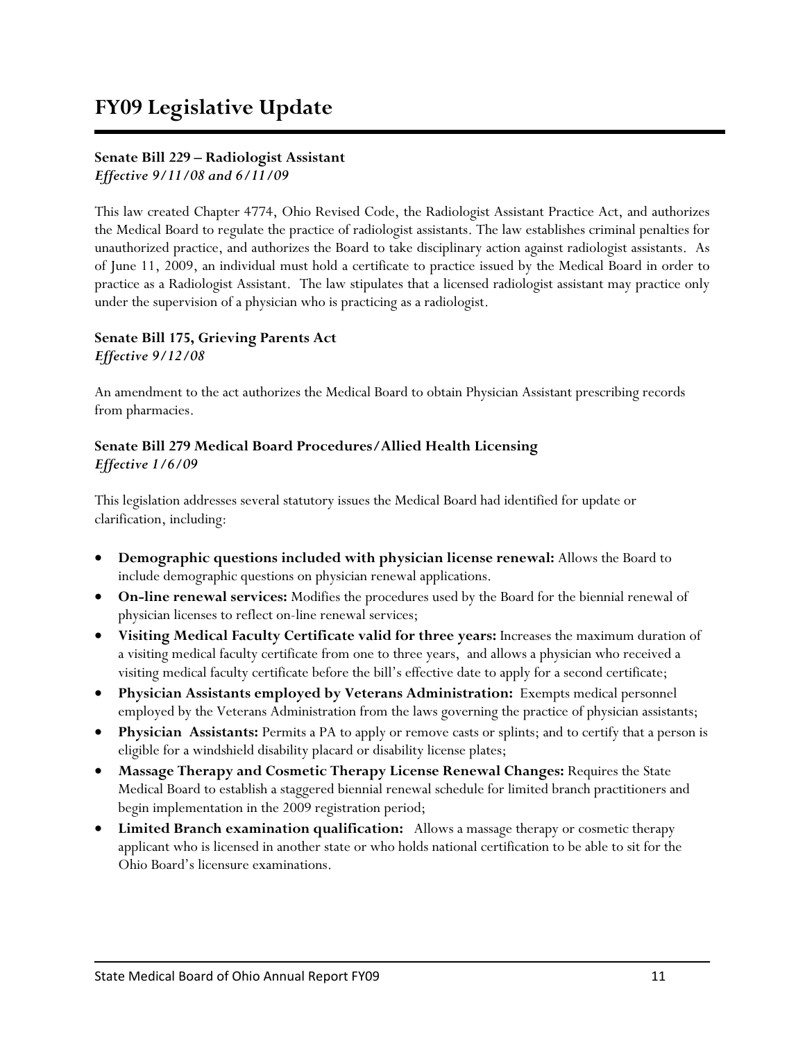# FY09 Legislative Update

**Senate Bill 229 – Radiologist Assistant**
*Effective 9/11/08 and 6/11/09*

This law created Chapter 4774, Ohio Revised Code, the Radiologist Assistant Practice Act, and authorizes the Medical Board to regulate the practice of radiologist assistants. The law establishes criminal penalties for unauthorized practice, and authorizes the Board to take disciplinary action against radiologist assistants. As of June 11, 2009, an individual must hold a certificate to practice issued by the Medical Board in order to practice as a Radiologist Assistant. The law stipulates that a licensed radiologist assistant may practice only under the supervision of a physician who is practicing as a radiologist.

**Senate Bill 175, Grieving Parents Act**
*Effective 9/12/08*

An amendment to the act authorizes the Medical Board to obtain Physician Assistant prescribing records from pharmacies.

**Senate Bill 279 Medical Board Procedures/Allied Health Licensing**
*Effective 1/6/09*

This legislation addresses several statutory issues the Medical Board had identified for update or clarification, including:

- **Demographic questions included with physician license renewal:** Allows the Board to include demographic questions on physician renewal applications.
- **On-line renewal services:** Modifies the procedures used by the Board for the biennial renewal of physician licenses to reflect on-line renewal services;
- **Visiting Medical Faculty Certificate valid for three years:** Increases the maximum duration of a visiting medical faculty certificate from one to three years, and allows a physician who received a visiting medical faculty certificate before the bill's effective date to apply for a second certificate;
- **Physician Assistants employed by Veterans Administration:** Exempts medical personnel employed by the Veterans Administration from the laws governing the practice of physician assistants;
- **Physician Assistants:** Permits a PA to apply or remove casts or splints; and to certify that a person is eligible for a windshield disability placard or disability license plates;
- **Massage Therapy and Cosmetic Therapy License Renewal Changes:** Requires the State Medical Board to establish a staggered biennial renewal schedule for limited branch practitioners and begin implementation in the 2009 registration period;
- **Limited Branch examination qualification:** Allows a massage therapy or cosmetic therapy applicant who is licensed in another state or who holds national certification to be able to sit for the Ohio Board's licensure examinations.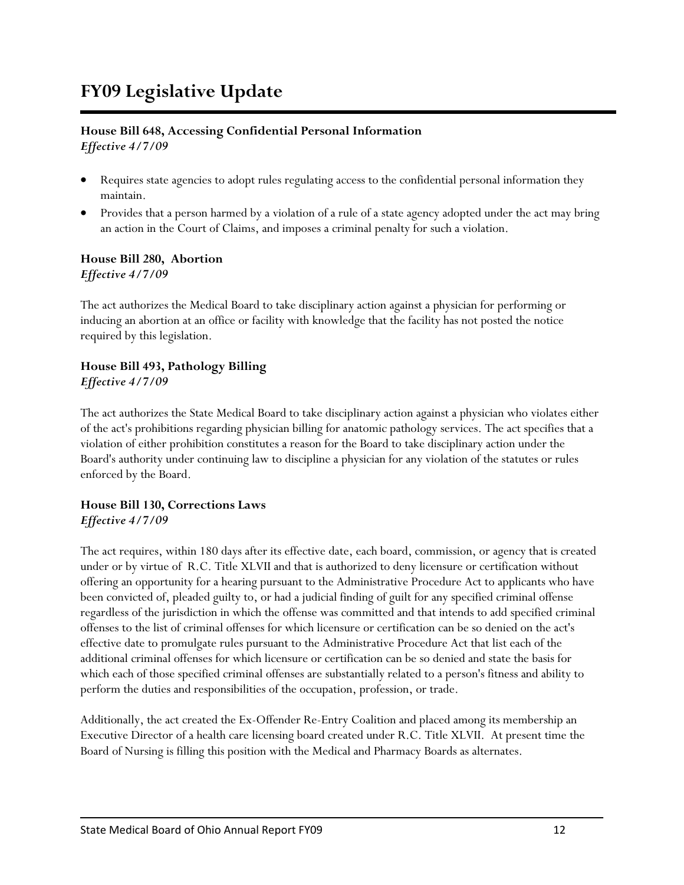# FY09 Legislative Update

### House Bill 648, Accessing Confidential Personal Information
*Effective 4/7/09*

- Requires state agencies to adopt rules regulating access to the confidential personal information they maintain.
- Provides that a person harmed by a violation of a rule of a state agency adopted under the act may bring an action in the Court of Claims, and imposes a criminal penalty for such a violation.

### House Bill 280, Abortion
*Effective 4/7/09*

The act authorizes the Medical Board to take disciplinary action against a physician for performing or inducing an abortion at an office or facility with knowledge that the facility has not posted the notice required by this legislation.

### House Bill 493, Pathology Billing
*Effective 4/7/09*

The act authorizes the State Medical Board to take disciplinary action against a physician who violates either of the act's prohibitions regarding physician billing for anatomic pathology services. The act specifies that a violation of either prohibition constitutes a reason for the Board to take disciplinary action under the Board's authority under continuing law to discipline a physician for any violation of the statutes or rules enforced by the Board.

### House Bill 130, Corrections Laws
*Effective 4/7/09*

The act requires, within 180 days after its effective date, each board, commission, or agency that is created under or by virtue of R.C. Title XLVII and that is authorized to deny licensure or certification without offering an opportunity for a hearing pursuant to the Administrative Procedure Act to applicants who have been convicted of, pleaded guilty to, or had a judicial finding of guilt for any specified criminal offense regardless of the jurisdiction in which the offense was committed and that intends to add specified criminal offenses to the list of criminal offenses for which licensure or certification can be so denied on the act's effective date to promulgate rules pursuant to the Administrative Procedure Act that list each of the additional criminal offenses for which licensure or certification can be so denied and state the basis for which each of those specified criminal offenses are substantially related to a person's fitness and ability to perform the duties and responsibilities of the occupation, profession, or trade.

Additionally, the act created the Ex-Offender Re-Entry Coalition and placed among its membership an Executive Director of a health care licensing board created under R.C. Title XLVII. At present time the Board of Nursing is filling this position with the Medical and Pharmacy Boards as alternates.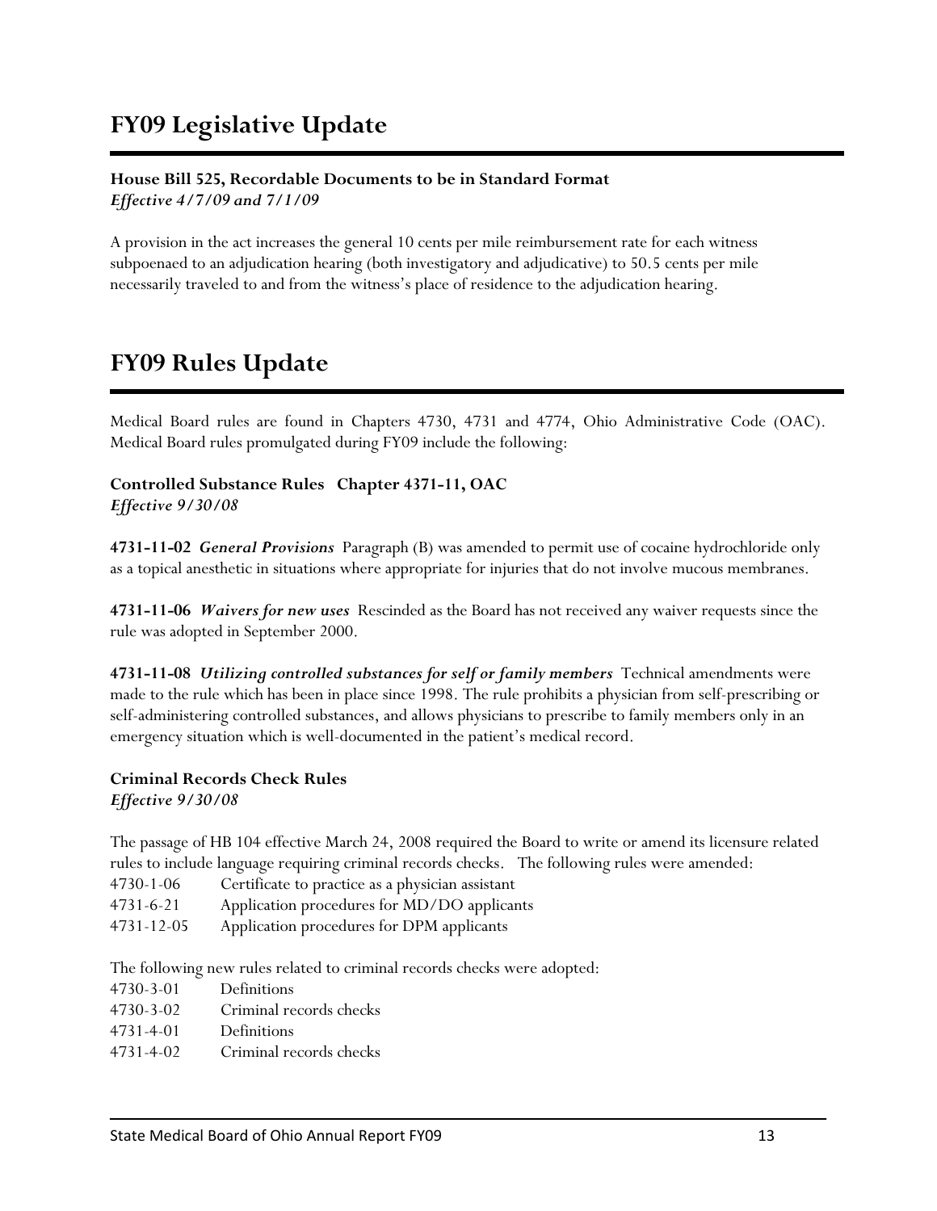# FY09 Legislative Update

**House Bill 525, Recordable Documents to be in Standard Format**
*Effective 4/7/09 and 7/1/09*

A provision in the act increases the general 10 cents per mile reimbursement rate for each witness subpoenaed to an adjudication hearing (both investigatory and adjudicative) to 50.5 cents per mile necessarily traveled to and from the witness's place of residence to the adjudication hearing.

# FY09 Rules Update

Medical Board rules are found in Chapters 4730, 4731 and 4774, Ohio Administrative Code (OAC). Medical Board rules promulgated during FY09 include the following:

**Controlled Substance Rules Chapter 4371-11, OAC**
*Effective 9/30/08*

**4731-11-02** ***General Provisions*** Paragraph (B) was amended to permit use of cocaine hydrochloride only as a topical anesthetic in situations where appropriate for injuries that do not involve mucous membranes.

**4731-11-06** ***Waivers for new uses*** Rescinded as the Board has not received any waiver requests since the rule was adopted in September 2000.

**4731-11-08** ***Utilizing controlled substances for self or family members*** Technical amendments were made to the rule which has been in place since 1998. The rule prohibits a physician from self-prescribing or self-administering controlled substances, and allows physicians to prescribe to family members only in an emergency situation which is well-documented in the patient's medical record.

**Criminal Records Check Rules**
*Effective 9/30/08*

The passage of HB 104 effective March 24, 2008 required the Board to write or amend its licensure related rules to include language requiring criminal records checks. The following rules were amended:

| | |
|---|---|
| 4730-1-06 | Certificate to practice as a physician assistant |
| 4731-6-21 | Application procedures for MD/DO applicants |
| 4731-12-05 | Application procedures for DPM applicants |

The following new rules related to criminal records checks were adopted:

| | |
|---|---|
| 4730-3-01 | Definitions |
| 4730-3-02 | Criminal records checks |
| 4731-4-01 | Definitions |
| 4731-4-02 | Criminal records checks |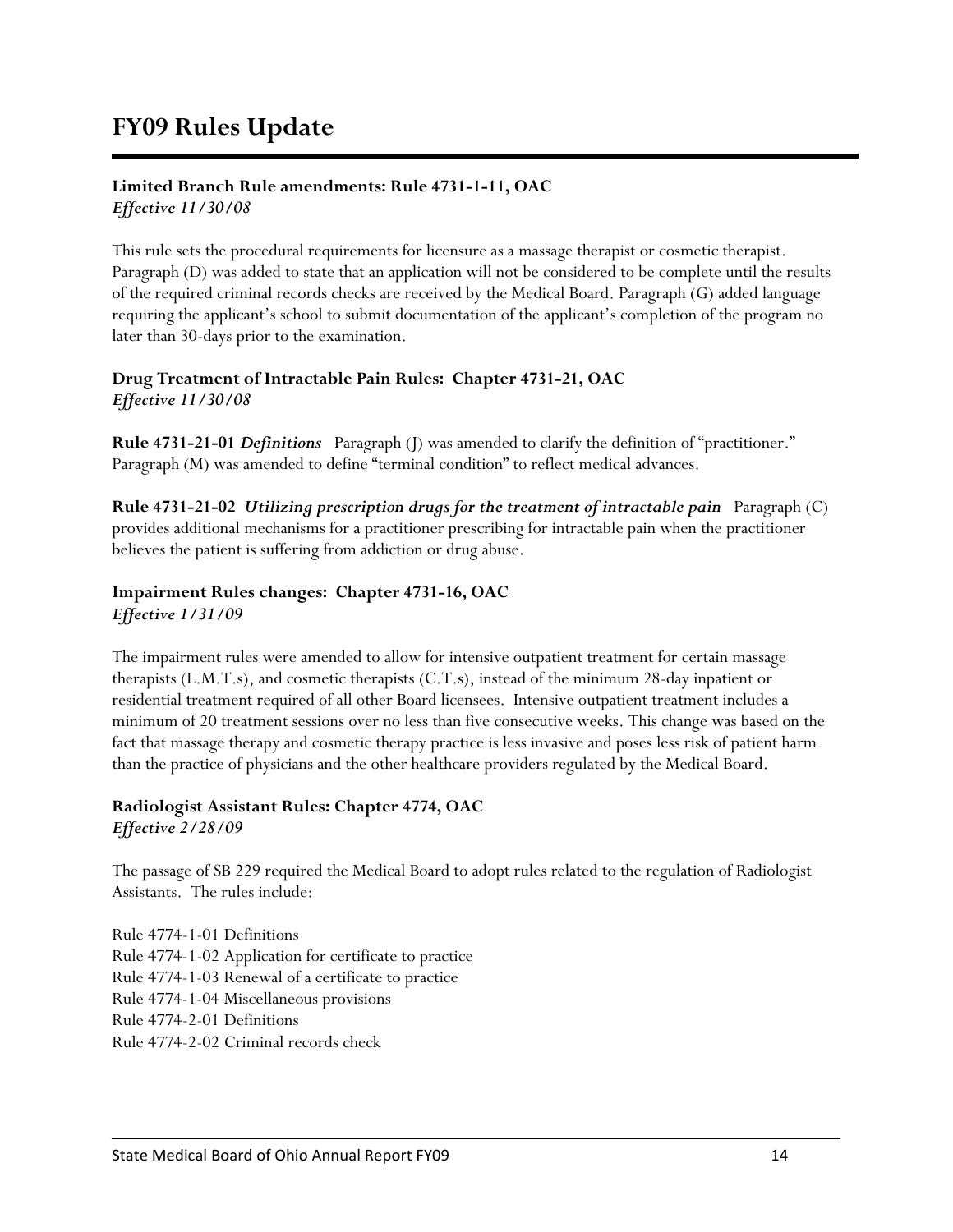# FY09 Rules Update

**Limited Branch Rule amendments: Rule 4731-1-11, OAC**
*Effective 11/30/08*

This rule sets the procedural requirements for licensure as a massage therapist or cosmetic therapist. Paragraph (D) was added to state that an application will not be considered to be complete until the results of the required criminal records checks are received by the Medical Board. Paragraph (G) added language requiring the applicant's school to submit documentation of the applicant's completion of the program no later than 30-days prior to the examination.

**Drug Treatment of Intractable Pain Rules: Chapter 4731-21, OAC**
*Effective 11/30/08*

**Rule 4731-21-01** ***Definitions*** Paragraph (J) was amended to clarify the definition of "practitioner." Paragraph (M) was amended to define "terminal condition" to reflect medical advances.

**Rule 4731-21-02** ***Utilizing prescription drugs for the treatment of intractable pain*** Paragraph (C) provides additional mechanisms for a practitioner prescribing for intractable pain when the practitioner believes the patient is suffering from addiction or drug abuse.

**Impairment Rules changes: Chapter 4731-16, OAC**
*Effective 1/31/09*

The impairment rules were amended to allow for intensive outpatient treatment for certain massage therapists (L.M.T.s), and cosmetic therapists (C.T.s), instead of the minimum 28-day inpatient or residential treatment required of all other Board licensees. Intensive outpatient treatment includes a minimum of 20 treatment sessions over no less than five consecutive weeks. This change was based on the fact that massage therapy and cosmetic therapy practice is less invasive and poses less risk of patient harm than the practice of physicians and the other healthcare providers regulated by the Medical Board.

**Radiologist Assistant Rules: Chapter 4774, OAC**
*Effective 2/28/09*

The passage of SB 229 required the Medical Board to adopt rules related to the regulation of Radiologist Assistants. The rules include:

Rule 4774-1-01 Definitions
Rule 4774-1-02 Application for certificate to practice
Rule 4774-1-03 Renewal of a certificate to practice
Rule 4774-1-04 Miscellaneous provisions
Rule 4774-2-01 Definitions
Rule 4774-2-02 Criminal records check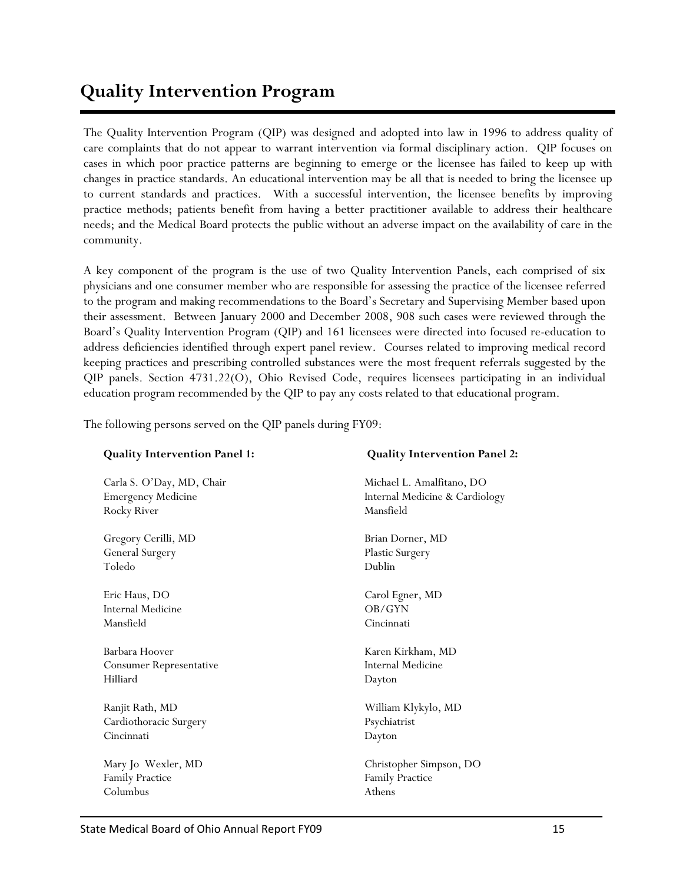# Quality Intervention Program

The Quality Intervention Program (QIP) was designed and adopted into law in 1996 to address quality of care complaints that do not appear to warrant intervention via formal disciplinary action. QIP focuses on cases in which poor practice patterns are beginning to emerge or the licensee has failed to keep up with changes in practice standards. An educational intervention may be all that is needed to bring the licensee up to current standards and practices. With a successful intervention, the licensee benefits by improving practice methods; patients benefit from having a better practitioner available to address their healthcare needs; and the Medical Board protects the public without an adverse impact on the availability of care in the community.

A key component of the program is the use of two Quality Intervention Panels, each comprised of six physicians and one consumer member who are responsible for assessing the practice of the licensee referred to the program and making recommendations to the Board's Secretary and Supervising Member based upon their assessment. Between January 2000 and December 2008, 908 such cases were reviewed through the Board's Quality Intervention Program (QIP) and 161 licensees were directed into focused re-education to address deficiencies identified through expert panel review. Courses related to improving medical record keeping practices and prescribing controlled substances were the most frequent referrals suggested by the QIP panels. Section 4731.22(O), Ohio Revised Code, requires licensees participating in an individual education program recommended by the QIP to pay any costs related to that educational program.

The following persons served on the QIP panels during FY09:

**Quality Intervention Panel 1:**

Carla S. O'Day, MD, Chair
Emergency Medicine
Rocky River

Gregory Cerilli, MD
General Surgery
Toledo

Eric Haus, DO
Internal Medicine
Mansfield

Barbara Hoover
Consumer Representative
Hilliard

Ranjit Rath, MD
Cardiothoracic Surgery
Cincinnati

Mary Jo Wexler, MD
Family Practice
Columbus

**Quality Intervention Panel 2:**

Michael L. Amalfitano, DO
Internal Medicine & Cardiology
Mansfield

Brian Dorner, MD
Plastic Surgery
Dublin

Carol Egner, MD
OB/GYN
Cincinnati

Karen Kirkham, MD
Internal Medicine
Dayton

William Klykylo, MD
Psychiatrist
Dayton

Christopher Simpson, DO
Family Practice
Athens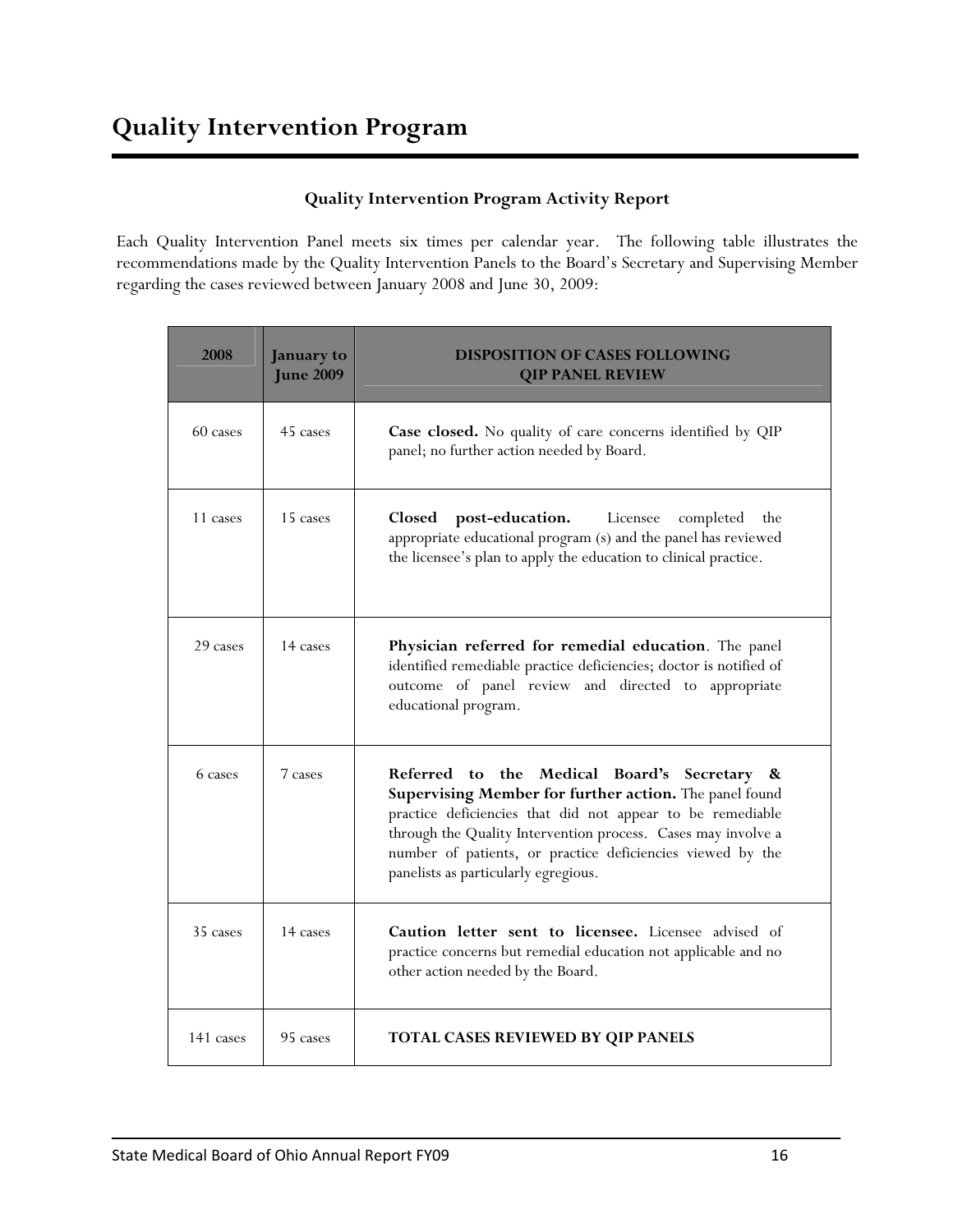# Quality Intervention Program

### Quality Intervention Program Activity Report

Each Quality Intervention Panel meets six times per calendar year. The following table illustrates the recommendations made by the Quality Intervention Panels to the Board's Secretary and Supervising Member regarding the cases reviewed between January 2008 and June 30, 2009:

| 2008 | January to June 2009 | DISPOSITION OF CASES FOLLOWING QIP PANEL REVIEW |
|---|---|---|
| 60 cases | 45 cases | **Case closed.** No quality of care concerns identified by QIP panel; no further action needed by Board. |
| 11 cases | 15 cases | **Closed post-education.** Licensee completed the appropriate educational program (s) and the panel has reviewed the licensee's plan to apply the education to clinical practice. |
| 29 cases | 14 cases | **Physician referred for remedial education**. The panel identified remediable practice deficiencies; doctor is notified of outcome of panel review and directed to appropriate educational program. |
| 6 cases | 7 cases | **Referred to the Medical Board's Secretary & Supervising Member for further action.** The panel found practice deficiencies that did not appear to be remediable through the Quality Intervention process. Cases may involve a number of patients, or practice deficiencies viewed by the panelists as particularly egregious. |
| 35 cases | 14 cases | **Caution letter sent to licensee.** Licensee advised of practice concerns but remedial education not applicable and no other action needed by the Board. |
| 141 cases | 95 cases | **TOTAL CASES REVIEWED BY QIP PANELS** |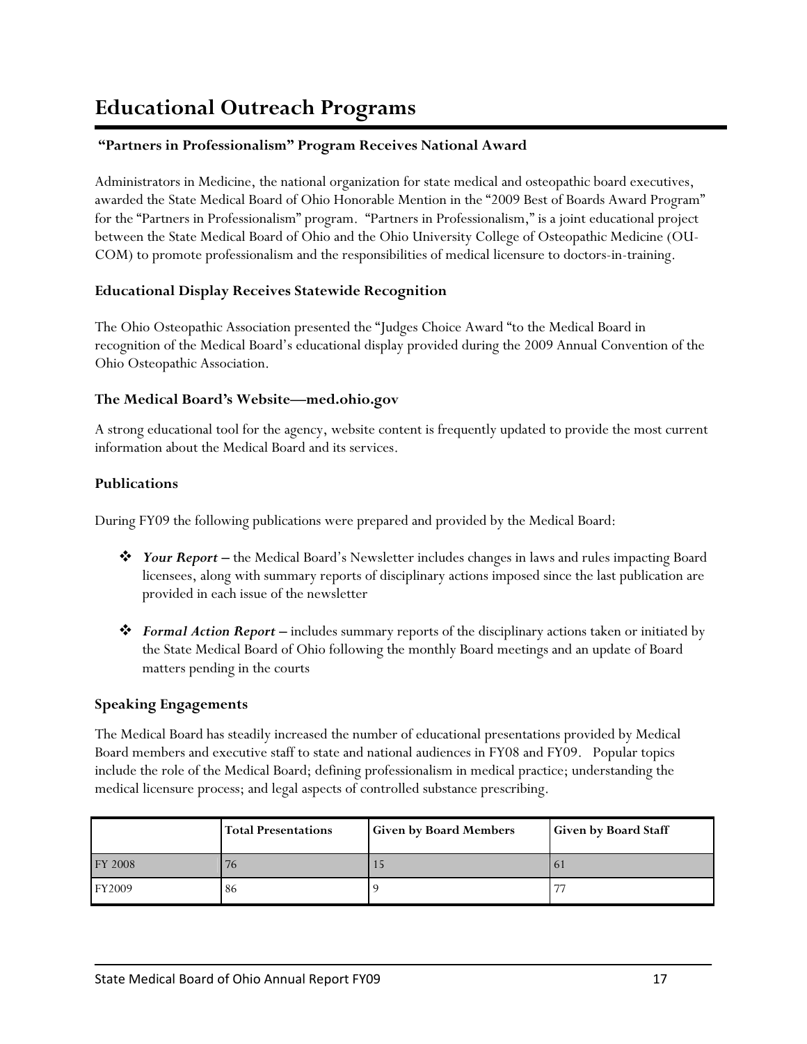# Educational Outreach Programs

### "Partners in Professionalism" Program Receives National Award

Administrators in Medicine, the national organization for state medical and osteopathic board executives, awarded the State Medical Board of Ohio Honorable Mention in the "2009 Best of Boards Award Program" for the "Partners in Professionalism" program. "Partners in Professionalism," is a joint educational project between the State Medical Board of Ohio and the Ohio University College of Osteopathic Medicine (OU-COM) to promote professionalism and the responsibilities of medical licensure to doctors-in-training.

### Educational Display Receives Statewide Recognition

The Ohio Osteopathic Association presented the "Judges Choice Award "to the Medical Board in recognition of the Medical Board's educational display provided during the 2009 Annual Convention of the Ohio Osteopathic Association.

### The Medical Board's Website—med.ohio.gov

A strong educational tool for the agency, website content is frequently updated to provide the most current information about the Medical Board and its services.

### Publications

During FY09 the following publications were prepared and provided by the Medical Board:

- ***Your Report*** – the Medical Board's Newsletter includes changes in laws and rules impacting Board licensees, along with summary reports of disciplinary actions imposed since the last publication are provided in each issue of the newsletter

- ***Formal Action Report*** – includes summary reports of the disciplinary actions taken or initiated by the State Medical Board of Ohio following the monthly Board meetings and an update of Board matters pending in the courts

### Speaking Engagements

The Medical Board has steadily increased the number of educational presentations provided by Medical Board members and executive staff to state and national audiences in FY08 and FY09. Popular topics include the role of the Medical Board; defining professionalism in medical practice; understanding the medical licensure process; and legal aspects of controlled substance prescribing.

| | Total Presentations | Given by Board Members | Given by Board Staff |
|---|---|---|---|
| FY 2008 | 76 | 15 | 61 |
| FY2009 | 86 | 9 | 77 |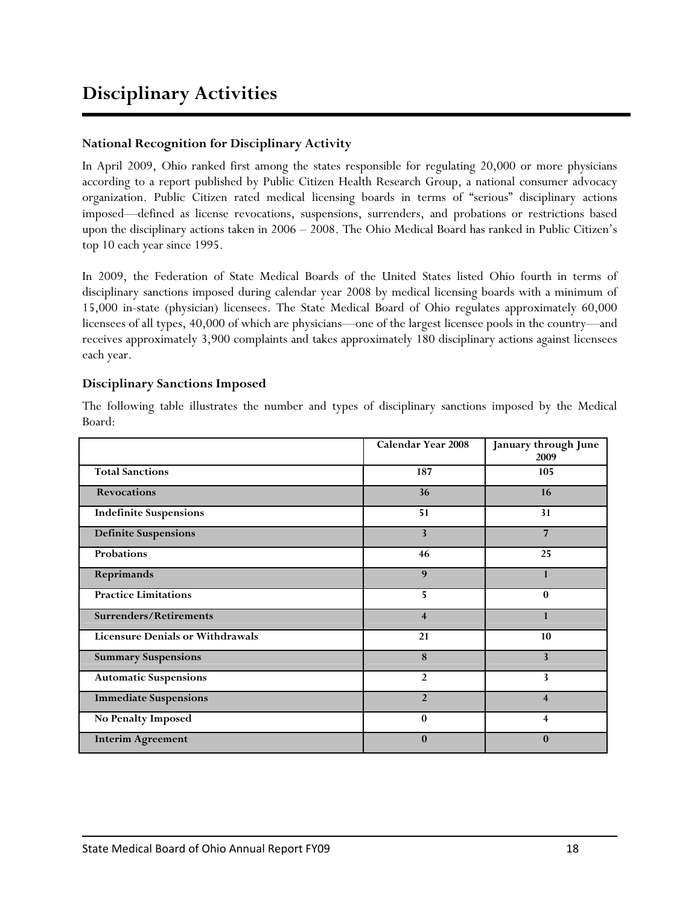# Disciplinary Activities

### National Recognition for Disciplinary Activity

In April 2009, Ohio ranked first among the states responsible for regulating 20,000 or more physicians according to a report published by Public Citizen Health Research Group, a national consumer advocacy organization. Public Citizen rated medical licensing boards in terms of "serious" disciplinary actions imposed—defined as license revocations, suspensions, surrenders, and probations or restrictions based upon the disciplinary actions taken in 2006 – 2008. The Ohio Medical Board has ranked in Public Citizen's top 10 each year since 1995.

In 2009, the Federation of State Medical Boards of the United States listed Ohio fourth in terms of disciplinary sanctions imposed during calendar year 2008 by medical licensing boards with a minimum of 15,000 in-state (physician) licensees. The State Medical Board of Ohio regulates approximately 60,000 licensees of all types, 40,000 of which are physicians—one of the largest licensee pools in the country—and receives approximately 3,900 complaints and takes approximately 180 disciplinary actions against licensees each year.

### Disciplinary Sanctions Imposed

The following table illustrates the number and types of disciplinary sanctions imposed by the Medical Board:

| | Calendar Year 2008 | January through June 2009 |
|---|---|---|
| **Total Sanctions** | 187 | 105 |
| **Revocations** | 36 | 16 |
| **Indefinite Suspensions** | 51 | 31 |
| **Definite Suspensions** | 3 | 7 |
| **Probations** | 46 | 25 |
| **Reprimands** | 9 | 1 |
| **Practice Limitations** | 5 | 0 |
| **Surrenders/Retirements** | 4 | 1 |
| **Licensure Denials or Withdrawals** | 21 | 10 |
| **Summary Suspensions** | 8 | 3 |
| **Automatic Suspensions** | 2 | 3 |
| **Immediate Suspensions** | 2 | 4 |
| **No Penalty Imposed** | 0 | 4 |
| **Interim Agreement** | 0 | 0 |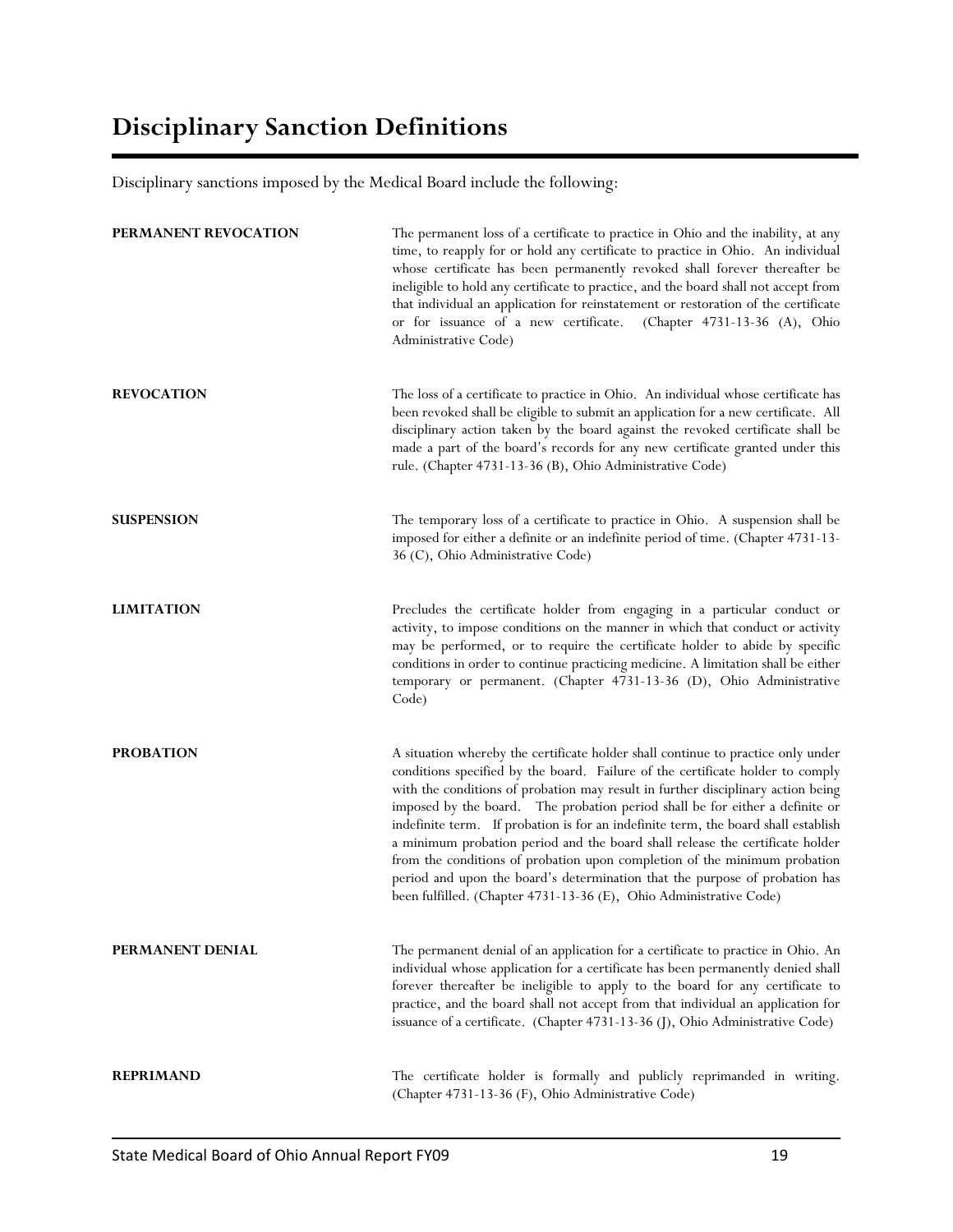# Disciplinary Sanction Definitions

Disciplinary sanctions imposed by the Medical Board include the following:

**PERMANENT REVOCATION**

The permanent loss of a certificate to practice in Ohio and the inability, at any time, to reapply for or hold any certificate to practice in Ohio. An individual whose certificate has been permanently revoked shall forever thereafter be ineligible to hold any certificate to practice, and the board shall not accept from that individual an application for reinstatement or restoration of the certificate or for issuance of a new certificate. (Chapter 4731-13-36 (A), Ohio Administrative Code)

**REVOCATION**

The loss of a certificate to practice in Ohio. An individual whose certificate has been revoked shall be eligible to submit an application for a new certificate. All disciplinary action taken by the board against the revoked certificate shall be made a part of the board's records for any new certificate granted under this rule. (Chapter 4731-13-36 (B), Ohio Administrative Code)

**SUSPENSION**

The temporary loss of a certificate to practice in Ohio. A suspension shall be imposed for either a definite or an indefinite period of time. (Chapter 4731-13-36 (C), Ohio Administrative Code)

**LIMITATION**

Precludes the certificate holder from engaging in a particular conduct or activity, to impose conditions on the manner in which that conduct or activity may be performed, or to require the certificate holder to abide by specific conditions in order to continue practicing medicine. A limitation shall be either temporary or permanent. (Chapter 4731-13-36 (D), Ohio Administrative Code)

**PROBATION**

A situation whereby the certificate holder shall continue to practice only under conditions specified by the board. Failure of the certificate holder to comply with the conditions of probation may result in further disciplinary action being imposed by the board. The probation period shall be for either a definite or indefinite term. If probation is for an indefinite term, the board shall establish a minimum probation period and the board shall release the certificate holder from the conditions of probation upon completion of the minimum probation period and upon the board's determination that the purpose of probation has been fulfilled. (Chapter 4731-13-36 (E), Ohio Administrative Code)

**PERMANENT DENIAL**

The permanent denial of an application for a certificate to practice in Ohio. An individual whose application for a certificate has been permanently denied shall forever thereafter be ineligible to apply to the board for any certificate to practice, and the board shall not accept from that individual an application for issuance of a certificate. (Chapter 4731-13-36 (J), Ohio Administrative Code)

**REPRIMAND**

The certificate holder is formally and publicly reprimanded in writing. (Chapter 4731-13-36 (F), Ohio Administrative Code)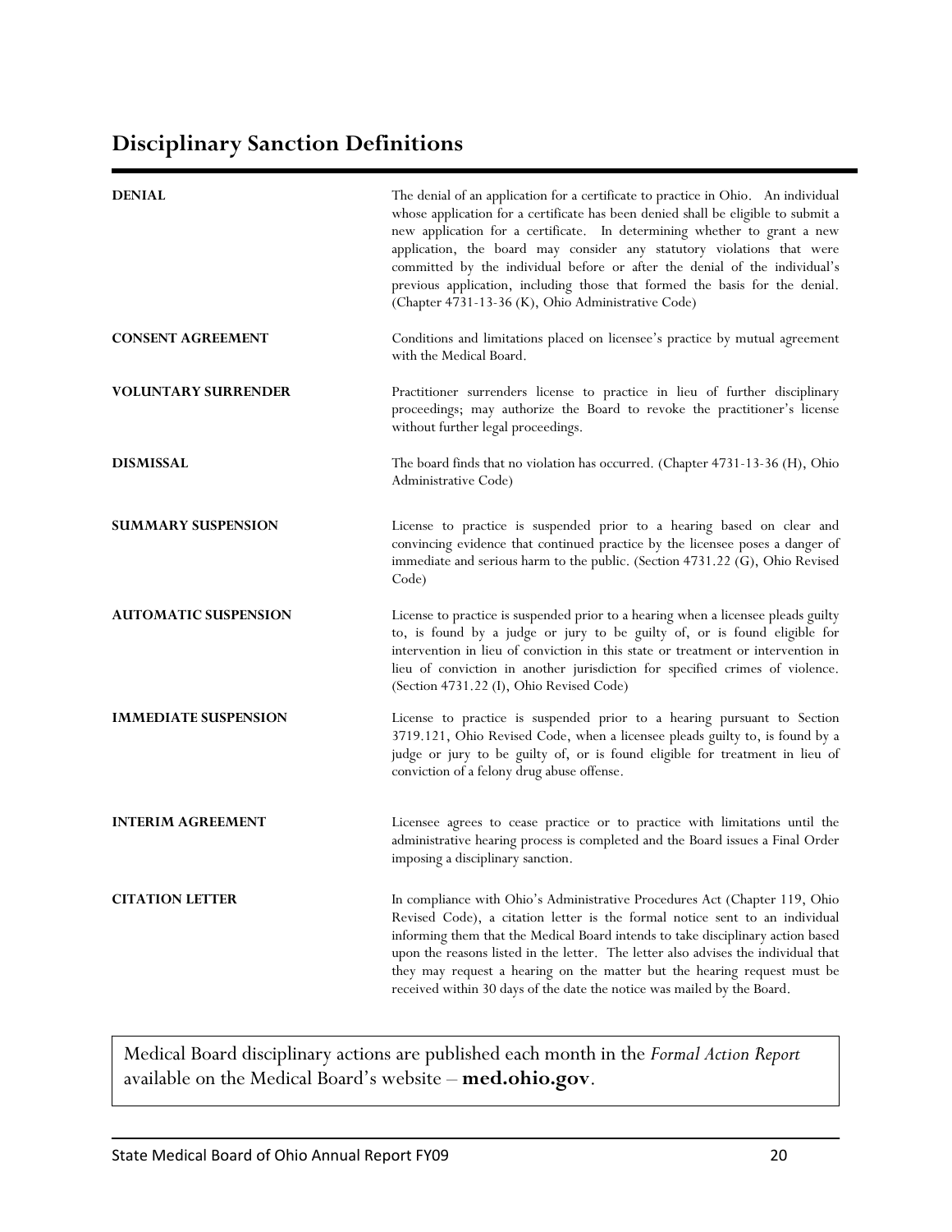## Disciplinary Sanction Definitions

| | |
|---|---|
| **DENIAL** | The denial of an application for a certificate to practice in Ohio. An individual whose application for a certificate has been denied shall be eligible to submit a new application for a certificate. In determining whether to grant a new application, the board may consider any statutory violations that were committed by the individual before or after the denial of the individual's previous application, including those that formed the basis for the denial. (Chapter 4731-13-36 (K), Ohio Administrative Code) |
| **CONSENT AGREEMENT** | Conditions and limitations placed on licensee's practice by mutual agreement with the Medical Board. |
| **VOLUNTARY SURRENDER** | Practitioner surrenders license to practice in lieu of further disciplinary proceedings; may authorize the Board to revoke the practitioner's license without further legal proceedings. |
| **DISMISSAL** | The board finds that no violation has occurred. (Chapter 4731-13-36 (H), Ohio Administrative Code) |
| **SUMMARY SUSPENSION** | License to practice is suspended prior to a hearing based on clear and convincing evidence that continued practice by the licensee poses a danger of immediate and serious harm to the public. (Section 4731.22 (G), Ohio Revised Code) |
| **AUTOMATIC SUSPENSION** | License to practice is suspended prior to a hearing when a licensee pleads guilty to, is found by a judge or jury to be guilty of, or is found eligible for intervention in lieu of conviction in this state or treatment or intervention in lieu of conviction in another jurisdiction for specified crimes of violence. (Section 4731.22 (I), Ohio Revised Code) |
| **IMMEDIATE SUSPENSION** | License to practice is suspended prior to a hearing pursuant to Section 3719.121, Ohio Revised Code, when a licensee pleads guilty to, is found by a judge or jury to be guilty of, or is found eligible for treatment in lieu of conviction of a felony drug abuse offense. |
| **INTERIM AGREEMENT** | Licensee agrees to cease practice or to practice with limitations until the administrative hearing process is completed and the Board issues a Final Order imposing a disciplinary sanction. |
| **CITATION LETTER** | In compliance with Ohio's Administrative Procedures Act (Chapter 119, Ohio Revised Code), a citation letter is the formal notice sent to an individual informing them that the Medical Board intends to take disciplinary action based upon the reasons listed in the letter. The letter also advises the individual that they may request a hearing on the matter but the hearing request must be received within 30 days of the date the notice was mailed by the Board. |

Medical Board disciplinary actions are published each month in the *Formal Action Report* available on the Medical Board's website – **med.ohio.gov**.